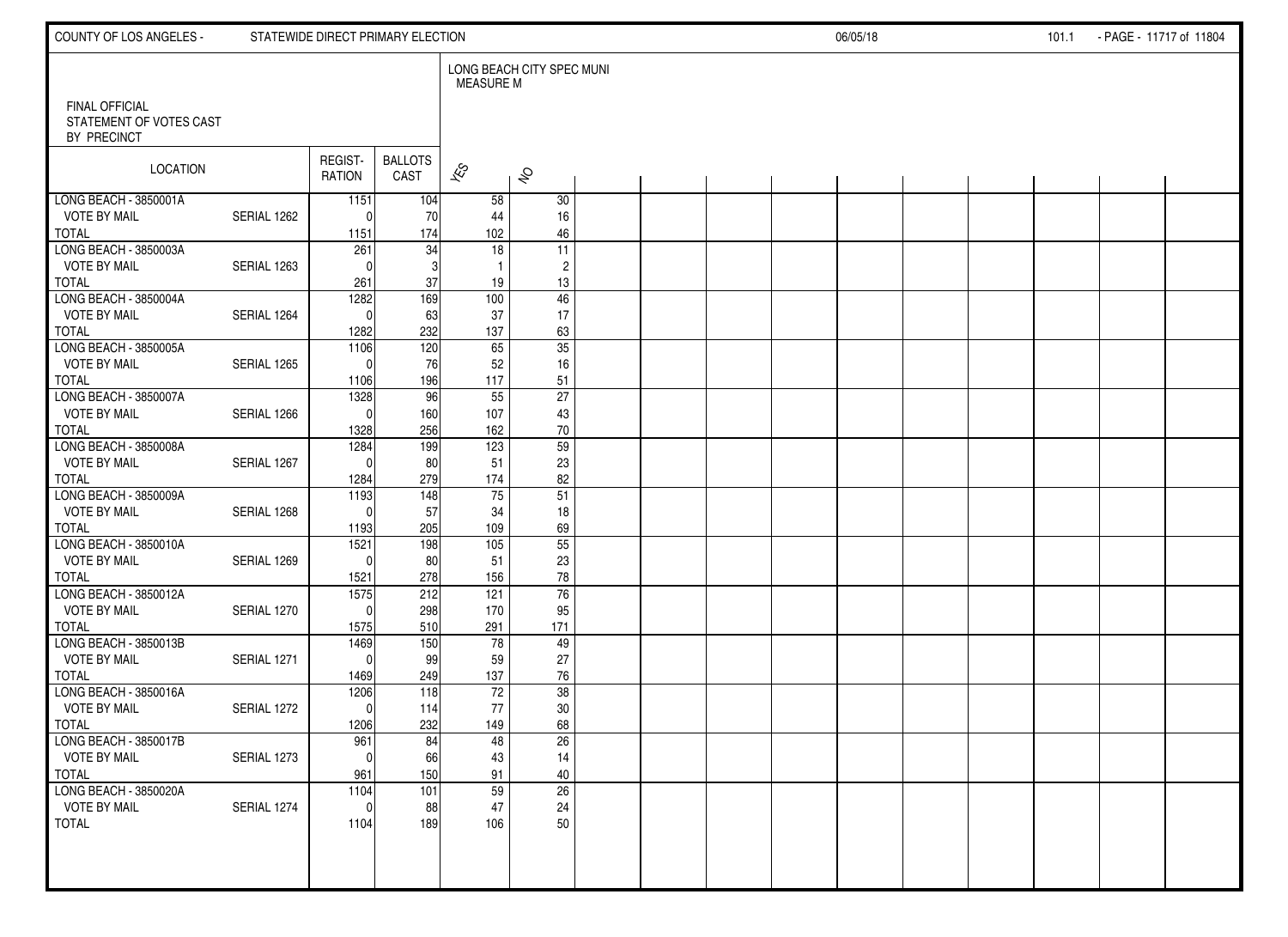FINAL OFFICIAL
STATEMENT OF VOTES CAST
BY PRECINCT

LONG BEACH CITY SPEC MUNI
MEASURE M

| LOCATION | | REGIST-RATION | BALLOTS CAST | YES | NO |
|---|---|---|---|---|---|
| LONG BEACH - 3850001A | | 1151 | 104 | 58 | 30 |
| VOTE BY MAIL | SERIAL 1262 | 0 | 70 | 44 | 16 |
| TOTAL | | 1151 | 174 | 102 | 46 |
| LONG BEACH - 3850003A | | 261 | 34 | 18 | 11 |
| VOTE BY MAIL | SERIAL 1263 | 0 | 3 | 1 | 2 |
| TOTAL | | 261 | 37 | 19 | 13 |
| LONG BEACH - 3850004A | | 1282 | 169 | 100 | 46 |
| VOTE BY MAIL | SERIAL 1264 | 0 | 63 | 37 | 17 |
| TOTAL | | 1282 | 232 | 137 | 63 |
| LONG BEACH - 3850005A | | 1106 | 120 | 65 | 35 |
| VOTE BY MAIL | SERIAL 1265 | 0 | 76 | 52 | 16 |
| TOTAL | | 1106 | 196 | 117 | 51 |
| LONG BEACH - 3850007A | | 1328 | 96 | 55 | 27 |
| VOTE BY MAIL | SERIAL 1266 | 0 | 160 | 107 | 43 |
| TOTAL | | 1328 | 256 | 162 | 70 |
| LONG BEACH - 3850008A | | 1284 | 199 | 123 | 59 |
| VOTE BY MAIL | SERIAL 1267 | 0 | 80 | 51 | 23 |
| TOTAL | | 1284 | 279 | 174 | 82 |
| LONG BEACH - 3850009A | | 1193 | 148 | 75 | 51 |
| VOTE BY MAIL | SERIAL 1268 | 0 | 57 | 34 | 18 |
| TOTAL | | 1193 | 205 | 109 | 69 |
| LONG BEACH - 3850010A | | 1521 | 198 | 105 | 55 |
| VOTE BY MAIL | SERIAL 1269 | 0 | 80 | 51 | 23 |
| TOTAL | | 1521 | 278 | 156 | 78 |
| LONG BEACH - 3850012A | | 1575 | 212 | 121 | 76 |
| VOTE BY MAIL | SERIAL 1270 | 0 | 298 | 170 | 95 |
| TOTAL | | 1575 | 510 | 291 | 171 |
| LONG BEACH - 3850013B | | 1469 | 150 | 78 | 49 |
| VOTE BY MAIL | SERIAL 1271 | 0 | 99 | 59 | 27 |
| TOTAL | | 1469 | 249 | 137 | 76 |
| LONG BEACH - 3850016A | | 1206 | 118 | 72 | 38 |
| VOTE BY MAIL | SERIAL 1272 | 0 | 114 | 77 | 30 |
| TOTAL | | 1206 | 232 | 149 | 68 |
| LONG BEACH - 3850017B | | 961 | 84 | 48 | 26 |
| VOTE BY MAIL | SERIAL 1273 | 0 | 66 | 43 | 14 |
| TOTAL | | 961 | 150 | 91 | 40 |
| LONG BEACH - 3850020A | | 1104 | 101 | 59 | 26 |
| VOTE BY MAIL | SERIAL 1274 | 0 | 88 | 47 | 24 |
| TOTAL | | 1104 | 189 | 106 | 50 |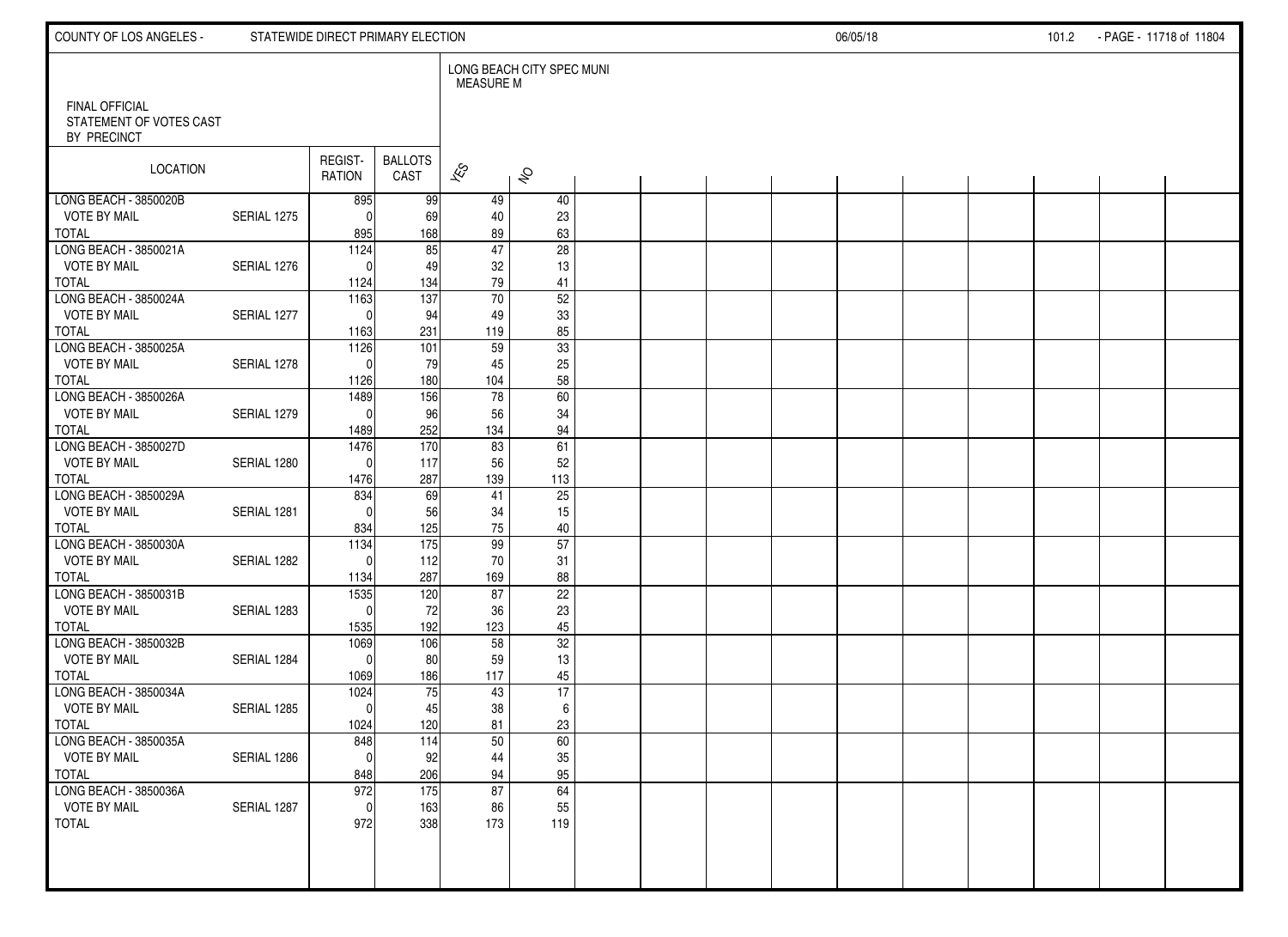FINAL OFFICIAL STATEMENT OF VOTES CAST BY PRECINCT

LONG BEACH CITY SPEC MUNI MEASURE M

| LOCATION | | REGISTRATION | BALLOTS CAST | YES | NO |
|---|---|---|---|---|---|
| LONG BEACH - 3850020B | | 895 | 99 | 49 | 40 |
| VOTE BY MAIL | SERIAL 1275 | 0 | 69 | 40 | 23 |
| TOTAL | | 895 | 168 | 89 | 63 |
| LONG BEACH - 3850021A | | 1124 | 85 | 47 | 28 |
| VOTE BY MAIL | SERIAL 1276 | 0 | 49 | 32 | 13 |
| TOTAL | | 1124 | 134 | 79 | 41 |
| LONG BEACH - 3850024A | | 1163 | 137 | 70 | 52 |
| VOTE BY MAIL | SERIAL 1277 | 0 | 94 | 49 | 33 |
| TOTAL | | 1163 | 231 | 119 | 85 |
| LONG BEACH - 3850025A | | 1126 | 101 | 59 | 33 |
| VOTE BY MAIL | SERIAL 1278 | 0 | 79 | 45 | 25 |
| TOTAL | | 1126 | 180 | 104 | 58 |
| LONG BEACH - 3850026A | | 1489 | 156 | 78 | 60 |
| VOTE BY MAIL | SERIAL 1279 | 0 | 96 | 56 | 34 |
| TOTAL | | 1489 | 252 | 134 | 94 |
| LONG BEACH - 3850027D | | 1476 | 170 | 83 | 61 |
| VOTE BY MAIL | SERIAL 1280 | 0 | 117 | 56 | 52 |
| TOTAL | | 1476 | 287 | 139 | 113 |
| LONG BEACH - 3850029A | | 834 | 69 | 41 | 25 |
| VOTE BY MAIL | SERIAL 1281 | 0 | 56 | 34 | 15 |
| TOTAL | | 834 | 125 | 75 | 40 |
| LONG BEACH - 3850030A | | 1134 | 175 | 99 | 57 |
| VOTE BY MAIL | SERIAL 1282 | 0 | 112 | 70 | 31 |
| TOTAL | | 1134 | 287 | 169 | 88 |
| LONG BEACH - 3850031B | | 1535 | 120 | 87 | 22 |
| VOTE BY MAIL | SERIAL 1283 | 0 | 72 | 36 | 23 |
| TOTAL | | 1535 | 192 | 123 | 45 |
| LONG BEACH - 3850032B | | 1069 | 106 | 58 | 32 |
| VOTE BY MAIL | SERIAL 1284 | 0 | 80 | 59 | 13 |
| TOTAL | | 1069 | 186 | 117 | 45 |
| LONG BEACH - 3850034A | | 1024 | 75 | 43 | 17 |
| VOTE BY MAIL | SERIAL 1285 | 0 | 45 | 38 | 6 |
| TOTAL | | 1024 | 120 | 81 | 23 |
| LONG BEACH - 3850035A | | 848 | 114 | 50 | 60 |
| VOTE BY MAIL | SERIAL 1286 | 0 | 92 | 44 | 35 |
| TOTAL | | 848 | 206 | 94 | 95 |
| LONG BEACH - 3850036A | | 972 | 175 | 87 | 64 |
| VOTE BY MAIL | SERIAL 1287 | 0 | 163 | 86 | 55 |
| TOTAL | | 972 | 338 | 173 | 119 |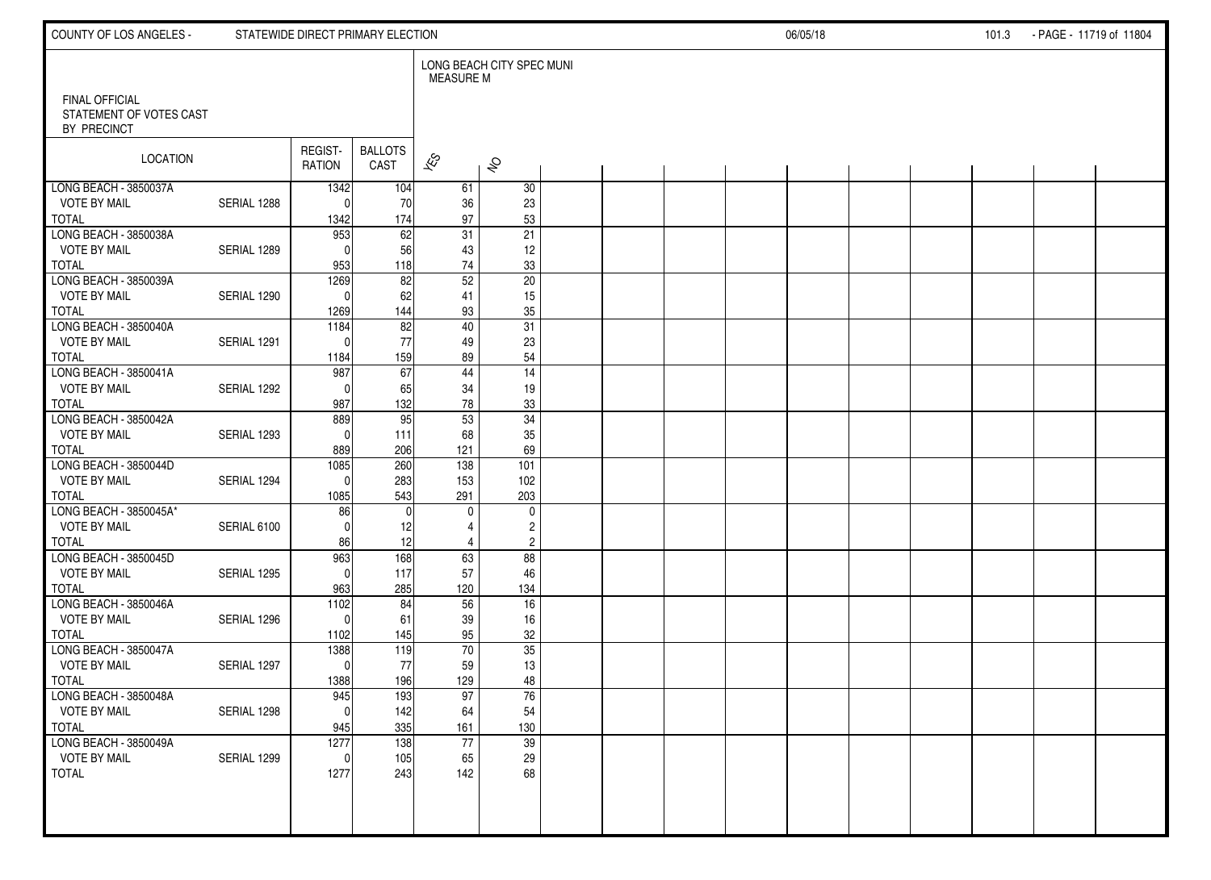FINAL OFFICIAL
STATEMENT OF VOTES CAST
BY PRECINCT

| LOCATION | | REGIST-RATION | BALLOTS CAST | LONG BEACH CITY SPEC MUNI MEASURE M | |
|---|---|---|---|---|---|
| | | | | YES | NO |
| LONG BEACH - 3850037A | | 1342 | 104 | 61 | 30 |
| VOTE BY MAIL | SERIAL 1288 | 0 | 70 | 36 | 23 |
| TOTAL | | 1342 | 174 | 97 | 53 |
| LONG BEACH - 3850038A | | 953 | 62 | 31 | 21 |
| VOTE BY MAIL | SERIAL 1289 | 0 | 56 | 43 | 12 |
| TOTAL | | 953 | 118 | 74 | 33 |
| LONG BEACH - 3850039A | | 1269 | 82 | 52 | 20 |
| VOTE BY MAIL | SERIAL 1290 | 0 | 62 | 41 | 15 |
| TOTAL | | 1269 | 144 | 93 | 35 |
| LONG BEACH - 3850040A | | 1184 | 82 | 40 | 31 |
| VOTE BY MAIL | SERIAL 1291 | 0 | 77 | 49 | 23 |
| TOTAL | | 1184 | 159 | 89 | 54 |
| LONG BEACH - 3850041A | | 987 | 67 | 44 | 14 |
| VOTE BY MAIL | SERIAL 1292 | 0 | 65 | 34 | 19 |
| TOTAL | | 987 | 132 | 78 | 33 |
| LONG BEACH - 3850042A | | 889 | 95 | 53 | 34 |
| VOTE BY MAIL | SERIAL 1293 | 0 | 111 | 68 | 35 |
| TOTAL | | 889 | 206 | 121 | 69 |
| LONG BEACH - 3850044D | | 1085 | 260 | 138 | 101 |
| VOTE BY MAIL | SERIAL 1294 | 0 | 283 | 153 | 102 |
| TOTAL | | 1085 | 543 | 291 | 203 |
| LONG BEACH - 3850045A* | | 86 | 0 | 0 | 0 |
| VOTE BY MAIL | SERIAL 6100 | 0 | 12 | 4 | 2 |
| TOTAL | | 86 | 12 | 4 | 2 |
| LONG BEACH - 3850045D | | 963 | 168 | 63 | 88 |
| VOTE BY MAIL | SERIAL 1295 | 0 | 117 | 57 | 46 |
| TOTAL | | 963 | 285 | 120 | 134 |
| LONG BEACH - 3850046A | | 1102 | 84 | 56 | 16 |
| VOTE BY MAIL | SERIAL 1296 | 0 | 61 | 39 | 16 |
| TOTAL | | 1102 | 145 | 95 | 32 |
| LONG BEACH - 3850047A | | 1388 | 119 | 70 | 35 |
| VOTE BY MAIL | SERIAL 1297 | 0 | 77 | 59 | 13 |
| TOTAL | | 1388 | 196 | 129 | 48 |
| LONG BEACH - 3850048A | | 945 | 193 | 97 | 76 |
| VOTE BY MAIL | SERIAL 1298 | 0 | 142 | 64 | 54 |
| TOTAL | | 945 | 335 | 161 | 130 |
| LONG BEACH - 3850049A | | 1277 | 138 | 77 | 39 |
| VOTE BY MAIL | SERIAL 1299 | 0 | 105 | 65 | 29 |
| TOTAL | | 1277 | 243 | 142 | 68 |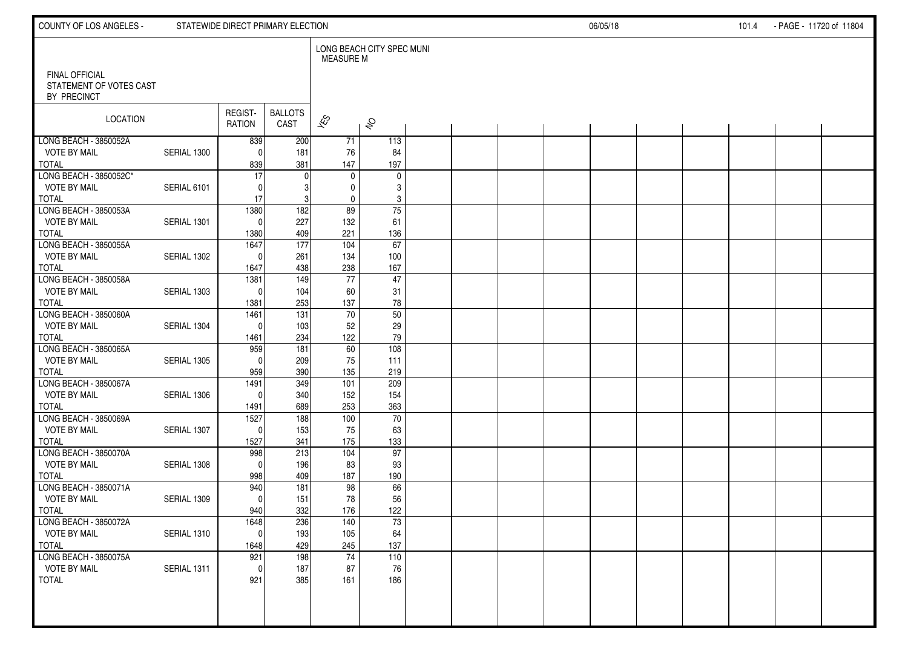COUNTY OF LOS ANGELES - STATEWIDE DIRECT PRIMARY ELECTION 06/05/18

FINAL OFFICIAL
STATEMENT OF VOTES CAST
BY PRECINCT

LONG BEACH CITY SPEC MUNI
MEASURE M

| LOCATION | | REGIST-RATION | BALLOTS CAST | YES | NO |
|---|---|---|---|---|---|
| LONG BEACH - 3850052A | | 839 | 200 | 71 | 113 |
| VOTE BY MAIL | SERIAL 1300 | 0 | 181 | 76 | 84 |
| TOTAL | | 839 | 381 | 147 | 197 |
| LONG BEACH - 3850052C* | | 17 | 0 | 0 | 0 |
| VOTE BY MAIL | SERIAL 6101 | 0 | 3 | 0 | 3 |
| TOTAL | | 17 | 3 | 0 | 3 |
| LONG BEACH - 3850053A | | 1380 | 182 | 89 | 75 |
| VOTE BY MAIL | SERIAL 1301 | 0 | 227 | 132 | 61 |
| TOTAL | | 1380 | 409 | 221 | 136 |
| LONG BEACH - 3850055A | | 1647 | 177 | 104 | 67 |
| VOTE BY MAIL | SERIAL 1302 | 0 | 261 | 134 | 100 |
| TOTAL | | 1647 | 438 | 238 | 167 |
| LONG BEACH - 3850058A | | 1381 | 149 | 77 | 47 |
| VOTE BY MAIL | SERIAL 1303 | 0 | 104 | 60 | 31 |
| TOTAL | | 1381 | 253 | 137 | 78 |
| LONG BEACH - 3850060A | | 1461 | 131 | 70 | 50 |
| VOTE BY MAIL | SERIAL 1304 | 0 | 103 | 52 | 29 |
| TOTAL | | 1461 | 234 | 122 | 79 |
| LONG BEACH - 3850065A | | 959 | 181 | 60 | 108 |
| VOTE BY MAIL | SERIAL 1305 | 0 | 209 | 75 | 111 |
| TOTAL | | 959 | 390 | 135 | 219 |
| LONG BEACH - 3850067A | | 1491 | 349 | 101 | 209 |
| VOTE BY MAIL | SERIAL 1306 | 0 | 340 | 152 | 154 |
| TOTAL | | 1491 | 689 | 253 | 363 |
| LONG BEACH - 3850069A | | 1527 | 188 | 100 | 70 |
| VOTE BY MAIL | SERIAL 1307 | 0 | 153 | 75 | 63 |
| TOTAL | | 1527 | 341 | 175 | 133 |
| LONG BEACH - 3850070A | | 998 | 213 | 104 | 97 |
| VOTE BY MAIL | SERIAL 1308 | 0 | 196 | 83 | 93 |
| TOTAL | | 998 | 409 | 187 | 190 |
| LONG BEACH - 3850071A | | 940 | 181 | 98 | 66 |
| VOTE BY MAIL | SERIAL 1309 | 0 | 151 | 78 | 56 |
| TOTAL | | 940 | 332 | 176 | 122 |
| LONG BEACH - 3850072A | | 1648 | 236 | 140 | 73 |
| VOTE BY MAIL | SERIAL 1310 | 0 | 193 | 105 | 64 |
| TOTAL | | 1648 | 429 | 245 | 137 |
| LONG BEACH - 3850075A | | 921 | 198 | 74 | 110 |
| VOTE BY MAIL | SERIAL 1311 | 0 | 187 | 87 | 76 |
| TOTAL | | 921 | 385 | 161 | 186 |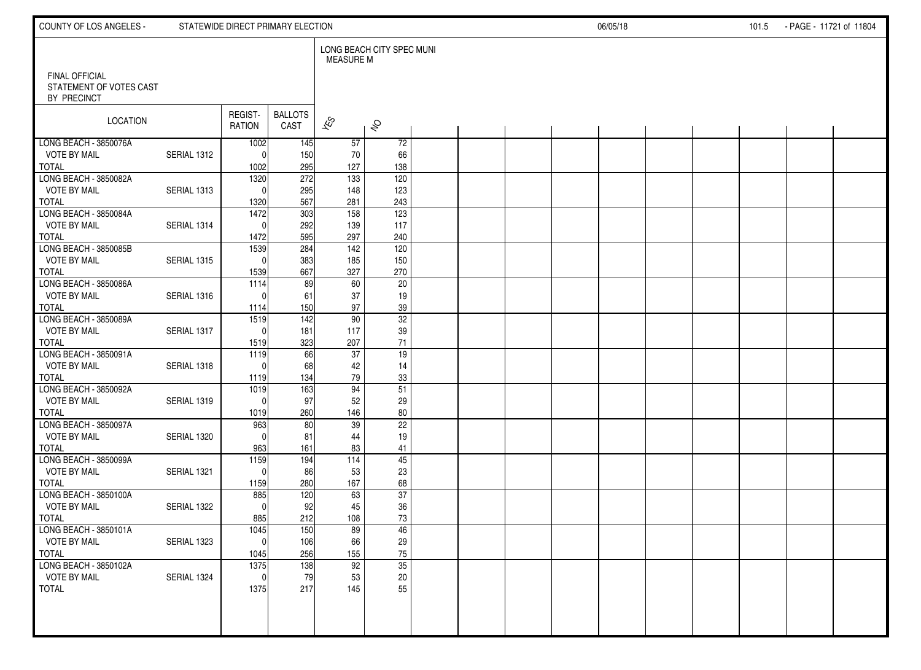FINAL OFFICIAL
STATEMENT OF VOTES CAST
BY PRECINCT

LONG BEACH CITY SPEC MUNI
MEASURE M

| LOCATION | | REGIST-RATION | BALLOTS CAST | YES | NO |
|---|---|---|---|---|---|
| LONG BEACH - 3850076A | | 1002 | 145 | 57 | 72 |
| VOTE BY MAIL | SERIAL 1312 | 0 | 150 | 70 | 66 |
| TOTAL | | 1002 | 295 | 127 | 138 |
| LONG BEACH - 3850082A | | 1320 | 272 | 133 | 120 |
| VOTE BY MAIL | SERIAL 1313 | 0 | 295 | 148 | 123 |
| TOTAL | | 1320 | 567 | 281 | 243 |
| LONG BEACH - 3850084A | | 1472 | 303 | 158 | 123 |
| VOTE BY MAIL | SERIAL 1314 | 0 | 292 | 139 | 117 |
| TOTAL | | 1472 | 595 | 297 | 240 |
| LONG BEACH - 3850085B | | 1539 | 284 | 142 | 120 |
| VOTE BY MAIL | SERIAL 1315 | 0 | 383 | 185 | 150 |
| TOTAL | | 1539 | 667 | 327 | 270 |
| LONG BEACH - 3850086A | | 1114 | 89 | 60 | 20 |
| VOTE BY MAIL | SERIAL 1316 | 0 | 61 | 37 | 19 |
| TOTAL | | 1114 | 150 | 97 | 39 |
| LONG BEACH - 3850089A | | 1519 | 142 | 90 | 32 |
| VOTE BY MAIL | SERIAL 1317 | 0 | 181 | 117 | 39 |
| TOTAL | | 1519 | 323 | 207 | 71 |
| LONG BEACH - 3850091A | | 1119 | 66 | 37 | 19 |
| VOTE BY MAIL | SERIAL 1318 | 0 | 68 | 42 | 14 |
| TOTAL | | 1119 | 134 | 79 | 33 |
| LONG BEACH - 3850092A | | 1019 | 163 | 94 | 51 |
| VOTE BY MAIL | SERIAL 1319 | 0 | 97 | 52 | 29 |
| TOTAL | | 1019 | 260 | 146 | 80 |
| LONG BEACH - 3850097A | | 963 | 80 | 39 | 22 |
| VOTE BY MAIL | SERIAL 1320 | 0 | 81 | 44 | 19 |
| TOTAL | | 963 | 161 | 83 | 41 |
| LONG BEACH - 3850099A | | 1159 | 194 | 114 | 45 |
| VOTE BY MAIL | SERIAL 1321 | 0 | 86 | 53 | 23 |
| TOTAL | | 1159 | 280 | 167 | 68 |
| LONG BEACH - 3850100A | | 885 | 120 | 63 | 37 |
| VOTE BY MAIL | SERIAL 1322 | 0 | 92 | 45 | 36 |
| TOTAL | | 885 | 212 | 108 | 73 |
| LONG BEACH - 3850101A | | 1045 | 150 | 89 | 46 |
| VOTE BY MAIL | SERIAL 1323 | 0 | 106 | 66 | 29 |
| TOTAL | | 1045 | 256 | 155 | 75 |
| LONG BEACH - 3850102A | | 1375 | 138 | 92 | 35 |
| VOTE BY MAIL | SERIAL 1324 | 0 | 79 | 53 | 20 |
| TOTAL | | 1375 | 217 | 145 | 55 |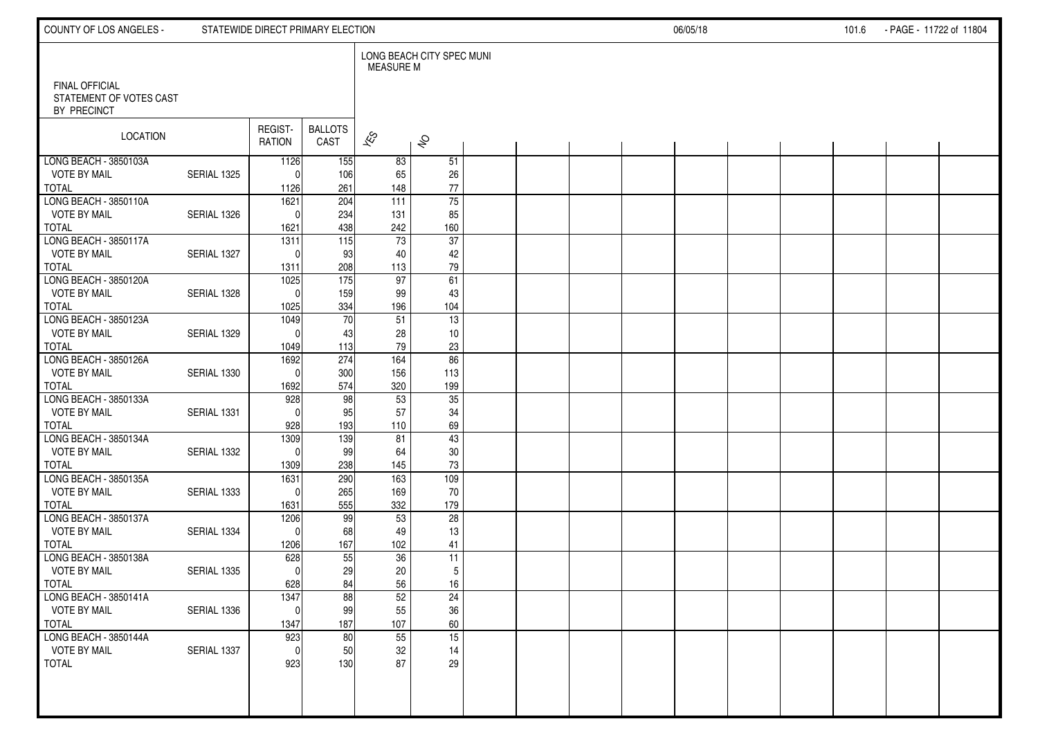COUNTY OF LOS ANGELES - STATEWIDE DIRECT PRIMARY ELECTION 06/05/18

FINAL OFFICIAL
STATEMENT OF VOTES CAST
BY PRECINCT

LONG BEACH CITY SPEC MUNI
MEASURE M

| LOCATION | | REGIST-RATION | BALLOTS CAST | YES | NO |
|---|---|---|---|---|---|
| LONG BEACH - 3850103A | | 1126 | 155 | 83 | 51 |
| VOTE BY MAIL | SERIAL 1325 | 0 | 106 | 65 | 26 |
| TOTAL | | 1126 | 261 | 148 | 77 |
| LONG BEACH - 3850110A | | 1621 | 204 | 111 | 75 |
| VOTE BY MAIL | SERIAL 1326 | 0 | 234 | 131 | 85 |
| TOTAL | | 1621 | 438 | 242 | 160 |
| LONG BEACH - 3850117A | | 1311 | 115 | 73 | 37 |
| VOTE BY MAIL | SERIAL 1327 | 0 | 93 | 40 | 42 |
| TOTAL | | 1311 | 208 | 113 | 79 |
| LONG BEACH - 3850120A | | 1025 | 175 | 97 | 61 |
| VOTE BY MAIL | SERIAL 1328 | 0 | 159 | 99 | 43 |
| TOTAL | | 1025 | 334 | 196 | 104 |
| LONG BEACH - 3850123A | | 1049 | 70 | 51 | 13 |
| VOTE BY MAIL | SERIAL 1329 | 0 | 43 | 28 | 10 |
| TOTAL | | 1049 | 113 | 79 | 23 |
| LONG BEACH - 3850126A | | 1692 | 274 | 164 | 86 |
| VOTE BY MAIL | SERIAL 1330 | 0 | 300 | 156 | 113 |
| TOTAL | | 1692 | 574 | 320 | 199 |
| LONG BEACH - 3850133A | | 928 | 98 | 53 | 35 |
| VOTE BY MAIL | SERIAL 1331 | 0 | 95 | 57 | 34 |
| TOTAL | | 928 | 193 | 110 | 69 |
| LONG BEACH - 3850134A | | 1309 | 139 | 81 | 43 |
| VOTE BY MAIL | SERIAL 1332 | 0 | 99 | 64 | 30 |
| TOTAL | | 1309 | 238 | 145 | 73 |
| LONG BEACH - 3850135A | | 1631 | 290 | 163 | 109 |
| VOTE BY MAIL | SERIAL 1333 | 0 | 265 | 169 | 70 |
| TOTAL | | 1631 | 555 | 332 | 179 |
| LONG BEACH - 3850137A | | 1206 | 99 | 53 | 28 |
| VOTE BY MAIL | SERIAL 1334 | 0 | 68 | 49 | 13 |
| TOTAL | | 1206 | 167 | 102 | 41 |
| LONG BEACH - 3850138A | | 628 | 55 | 36 | 11 |
| VOTE BY MAIL | SERIAL 1335 | 0 | 29 | 20 | 5 |
| TOTAL | | 628 | 84 | 56 | 16 |
| LONG BEACH - 3850141A | | 1347 | 88 | 52 | 24 |
| VOTE BY MAIL | SERIAL 1336 | 0 | 99 | 55 | 36 |
| TOTAL | | 1347 | 187 | 107 | 60 |
| LONG BEACH - 3850144A | | 923 | 80 | 55 | 15 |
| VOTE BY MAIL | SERIAL 1337 | 0 | 50 | 32 | 14 |
| TOTAL | | 923 | 130 | 87 | 29 |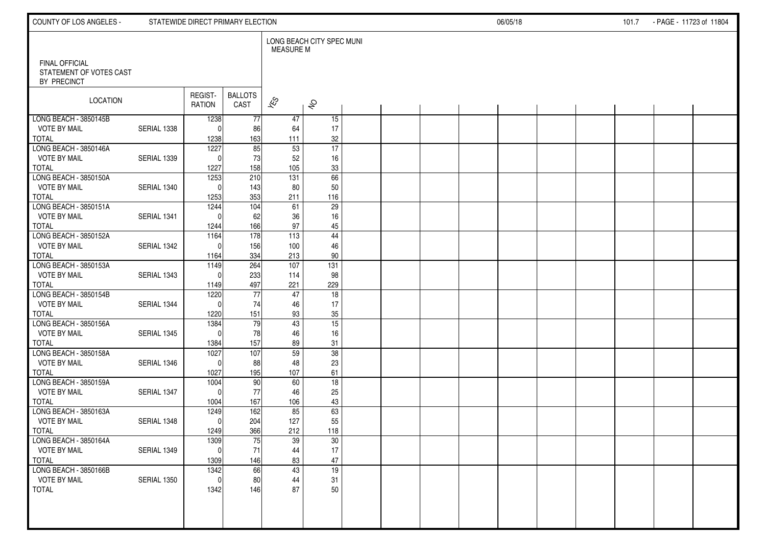COUNTY OF LOS ANGELES - STATEWIDE DIRECT PRIMARY ELECTION 06/05/18

FINAL OFFICIAL
STATEMENT OF VOTES CAST
BY PRECINCT

| LOCATION | | REGIST-RATION | BALLOTS CAST | LONG BEACH CITY SPEC MUNI MEASURE M | |
|---|---|---|---|---|---|
| | | | | YES | NO |
| LONG BEACH - 3850145B | | 1238 | 77 | 47 | 15 |
| VOTE BY MAIL | SERIAL 1338 | 0 | 86 | 64 | 17 |
| TOTAL | | 1238 | 163 | 111 | 32 |
| LONG BEACH - 3850146A | | 1227 | 85 | 53 | 17 |
| VOTE BY MAIL | SERIAL 1339 | 0 | 73 | 52 | 16 |
| TOTAL | | 1227 | 158 | 105 | 33 |
| LONG BEACH - 3850150A | | 1253 | 210 | 131 | 66 |
| VOTE BY MAIL | SERIAL 1340 | 0 | 143 | 80 | 50 |
| TOTAL | | 1253 | 353 | 211 | 116 |
| LONG BEACH - 3850151A | | 1244 | 104 | 61 | 29 |
| VOTE BY MAIL | SERIAL 1341 | 0 | 62 | 36 | 16 |
| TOTAL | | 1244 | 166 | 97 | 45 |
| LONG BEACH - 3850152A | | 1164 | 178 | 113 | 44 |
| VOTE BY MAIL | SERIAL 1342 | 0 | 156 | 100 | 46 |
| TOTAL | | 1164 | 334 | 213 | 90 |
| LONG BEACH - 3850153A | | 1149 | 264 | 107 | 131 |
| VOTE BY MAIL | SERIAL 1343 | 0 | 233 | 114 | 98 |
| TOTAL | | 1149 | 497 | 221 | 229 |
| LONG BEACH - 3850154B | | 1220 | 77 | 47 | 18 |
| VOTE BY MAIL | SERIAL 1344 | 0 | 74 | 46 | 17 |
| TOTAL | | 1220 | 151 | 93 | 35 |
| LONG BEACH - 3850156A | | 1384 | 79 | 43 | 15 |
| VOTE BY MAIL | SERIAL 1345 | 0 | 78 | 46 | 16 |
| TOTAL | | 1384 | 157 | 89 | 31 |
| LONG BEACH - 3850158A | | 1027 | 107 | 59 | 38 |
| VOTE BY MAIL | SERIAL 1346 | 0 | 88 | 48 | 23 |
| TOTAL | | 1027 | 195 | 107 | 61 |
| LONG BEACH - 3850159A | | 1004 | 90 | 60 | 18 |
| VOTE BY MAIL | SERIAL 1347 | 0 | 77 | 46 | 25 |
| TOTAL | | 1004 | 167 | 106 | 43 |
| LONG BEACH - 3850163A | | 1249 | 162 | 85 | 63 |
| VOTE BY MAIL | SERIAL 1348 | 0 | 204 | 127 | 55 |
| TOTAL | | 1249 | 366 | 212 | 118 |
| LONG BEACH - 3850164A | | 1309 | 75 | 39 | 30 |
| VOTE BY MAIL | SERIAL 1349 | 0 | 71 | 44 | 17 |
| TOTAL | | 1309 | 146 | 83 | 47 |
| LONG BEACH - 3850166B | | 1342 | 66 | 43 | 19 |
| VOTE BY MAIL | SERIAL 1350 | 0 | 80 | 44 | 31 |
| TOTAL | | 1342 | 146 | 87 | 50 |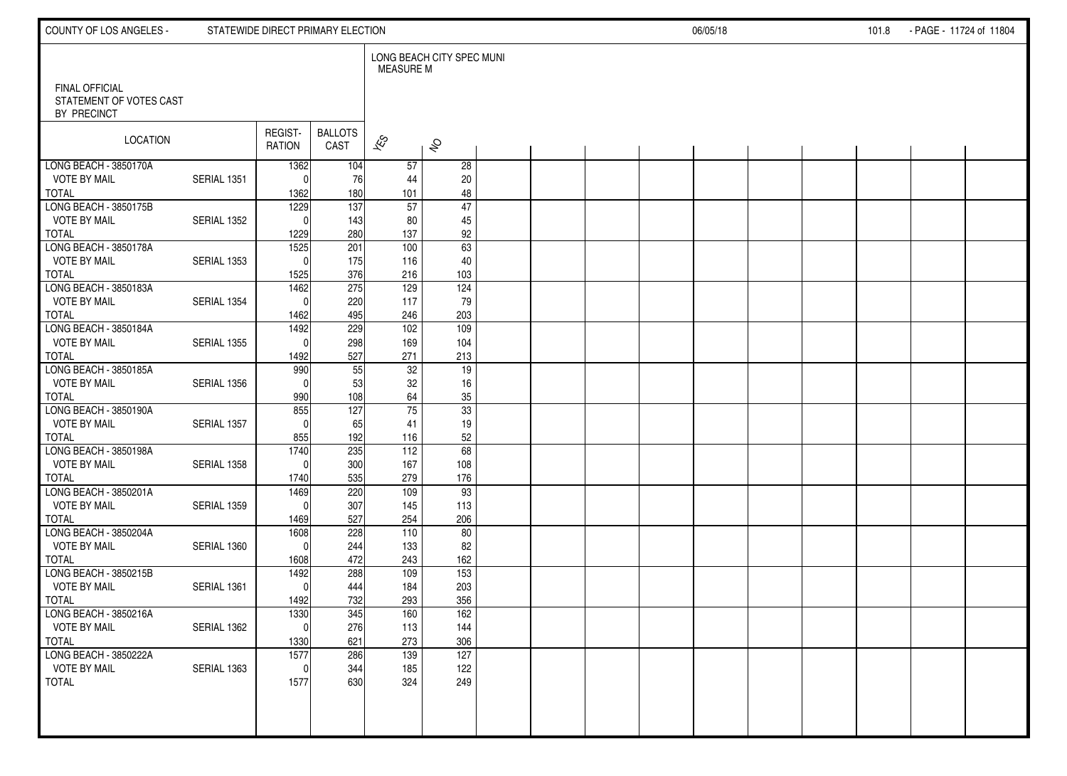FINAL OFFICIAL
STATEMENT OF VOTES CAST
BY PRECINCT

| LOCATION | | REGIST-RATION | BALLOTS CAST | LONG BEACH CITY SPEC MUNI MEASURE M | |
|---|---|---|---|---|---|
| | | | | YES | NO |
| LONG BEACH - 3850170A | | 1362 | 104 | 57 | 28 |
| VOTE BY MAIL | SERIAL 1351 | 0 | 76 | 44 | 20 |
| TOTAL | | 1362 | 180 | 101 | 48 |
| LONG BEACH - 3850175B | | 1229 | 137 | 57 | 47 |
| VOTE BY MAIL | SERIAL 1352 | 0 | 143 | 80 | 45 |
| TOTAL | | 1229 | 280 | 137 | 92 |
| LONG BEACH - 3850178A | | 1525 | 201 | 100 | 63 |
| VOTE BY MAIL | SERIAL 1353 | 0 | 175 | 116 | 40 |
| TOTAL | | 1525 | 376 | 216 | 103 |
| LONG BEACH - 3850183A | | 1462 | 275 | 129 | 124 |
| VOTE BY MAIL | SERIAL 1354 | 0 | 220 | 117 | 79 |
| TOTAL | | 1462 | 495 | 246 | 203 |
| LONG BEACH - 3850184A | | 1492 | 229 | 102 | 109 |
| VOTE BY MAIL | SERIAL 1355 | 0 | 298 | 169 | 104 |
| TOTAL | | 1492 | 527 | 271 | 213 |
| LONG BEACH - 3850185A | | 990 | 55 | 32 | 19 |
| VOTE BY MAIL | SERIAL 1356 | 0 | 53 | 32 | 16 |
| TOTAL | | 990 | 108 | 64 | 35 |
| LONG BEACH - 3850190A | | 855 | 127 | 75 | 33 |
| VOTE BY MAIL | SERIAL 1357 | 0 | 65 | 41 | 19 |
| TOTAL | | 855 | 192 | 116 | 52 |
| LONG BEACH - 3850198A | | 1740 | 235 | 112 | 68 |
| VOTE BY MAIL | SERIAL 1358 | 0 | 300 | 167 | 108 |
| TOTAL | | 1740 | 535 | 279 | 176 |
| LONG BEACH - 3850201A | | 1469 | 220 | 109 | 93 |
| VOTE BY MAIL | SERIAL 1359 | 0 | 307 | 145 | 113 |
| TOTAL | | 1469 | 527 | 254 | 206 |
| LONG BEACH - 3850204A | | 1608 | 228 | 110 | 80 |
| VOTE BY MAIL | SERIAL 1360 | 0 | 244 | 133 | 82 |
| TOTAL | | 1608 | 472 | 243 | 162 |
| LONG BEACH - 3850215B | | 1492 | 288 | 109 | 153 |
| VOTE BY MAIL | SERIAL 1361 | 0 | 444 | 184 | 203 |
| TOTAL | | 1492 | 732 | 293 | 356 |
| LONG BEACH - 3850216A | | 1330 | 345 | 160 | 162 |
| VOTE BY MAIL | SERIAL 1362 | 0 | 276 | 113 | 144 |
| TOTAL | | 1330 | 621 | 273 | 306 |
| LONG BEACH - 3850222A | | 1577 | 286 | 139 | 127 |
| VOTE BY MAIL | SERIAL 1363 | 0 | 344 | 185 | 122 |
| TOTAL | | 1577 | 630 | 324 | 249 |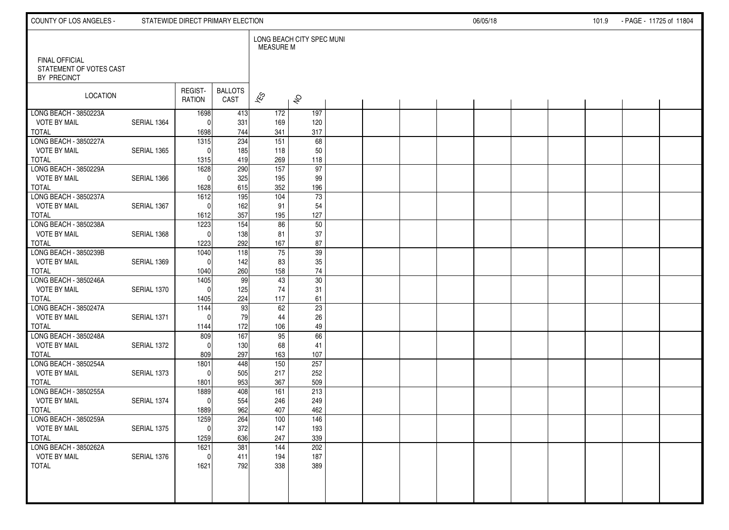COUNTY OF LOS ANGELES - STATEWIDE DIRECT PRIMARY ELECTION 06/05/18

FINAL OFFICIAL STATEMENT OF VOTES CAST BY PRECINCT

LONG BEACH CITY SPEC MUNI MEASURE M

| LOCATION | | REGISTRATION | BALLOTS CAST | YES | NO |
|---|---|---|---|---|---|
| LONG BEACH - 3850223A | | 1698 | 413 | 172 | 197 |
| VOTE BY MAIL | SERIAL 1364 | 0 | 331 | 169 | 120 |
| TOTAL | | 1698 | 744 | 341 | 317 |
| LONG BEACH - 3850227A | | 1315 | 234 | 151 | 68 |
| VOTE BY MAIL | SERIAL 1365 | 0 | 185 | 118 | 50 |
| TOTAL | | 1315 | 419 | 269 | 118 |
| LONG BEACH - 3850229A | | 1628 | 290 | 157 | 97 |
| VOTE BY MAIL | SERIAL 1366 | 0 | 325 | 195 | 99 |
| TOTAL | | 1628 | 615 | 352 | 196 |
| LONG BEACH - 3850237A | | 1612 | 195 | 104 | 73 |
| VOTE BY MAIL | SERIAL 1367 | 0 | 162 | 91 | 54 |
| TOTAL | | 1612 | 357 | 195 | 127 |
| LONG BEACH - 3850238A | | 1223 | 154 | 86 | 50 |
| VOTE BY MAIL | SERIAL 1368 | 0 | 138 | 81 | 37 |
| TOTAL | | 1223 | 292 | 167 | 87 |
| LONG BEACH - 3850239B | | 1040 | 118 | 75 | 39 |
| VOTE BY MAIL | SERIAL 1369 | 0 | 142 | 83 | 35 |
| TOTAL | | 1040 | 260 | 158 | 74 |
| LONG BEACH - 3850246A | | 1405 | 99 | 43 | 30 |
| VOTE BY MAIL | SERIAL 1370 | 0 | 125 | 74 | 31 |
| TOTAL | | 1405 | 224 | 117 | 61 |
| LONG BEACH - 3850247A | | 1144 | 93 | 62 | 23 |
| VOTE BY MAIL | SERIAL 1371 | 0 | 79 | 44 | 26 |
| TOTAL | | 1144 | 172 | 106 | 49 |
| LONG BEACH - 3850248A | | 809 | 167 | 95 | 66 |
| VOTE BY MAIL | SERIAL 1372 | 0 | 130 | 68 | 41 |
| TOTAL | | 809 | 297 | 163 | 107 |
| LONG BEACH - 3850254A | | 1801 | 448 | 150 | 257 |
| VOTE BY MAIL | SERIAL 1373 | 0 | 505 | 217 | 252 |
| TOTAL | | 1801 | 953 | 367 | 509 |
| LONG BEACH - 3850255A | | 1889 | 408 | 161 | 213 |
| VOTE BY MAIL | SERIAL 1374 | 0 | 554 | 246 | 249 |
| TOTAL | | 1889 | 962 | 407 | 462 |
| LONG BEACH - 3850259A | | 1259 | 264 | 100 | 146 |
| VOTE BY MAIL | SERIAL 1375 | 0 | 372 | 147 | 193 |
| TOTAL | | 1259 | 636 | 247 | 339 |
| LONG BEACH - 3850262A | | 1621 | 381 | 144 | 202 |
| VOTE BY MAIL | SERIAL 1376 | 0 | 411 | 194 | 187 |
| TOTAL | | 1621 | 792 | 338 | 389 |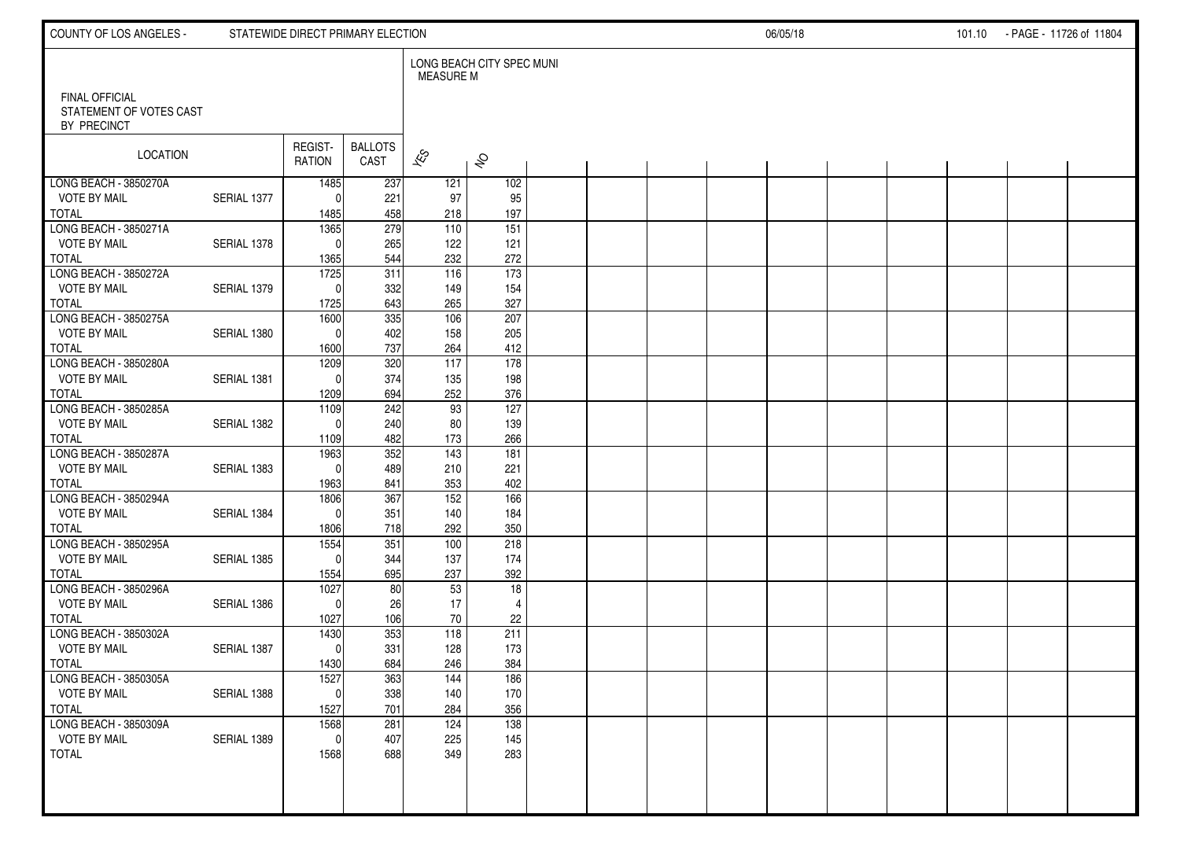FINAL OFFICIAL
STATEMENT OF VOTES CAST
BY PRECINCT

| LOCATION | | REGISTRATION | BALLOTS CAST | LONG BEACH CITY SPEC MUNI MEASURE M | |
|---|---|---|---|---|---|
| | | | | YES | NO |
| LONG BEACH - 3850270A | | 1485 | 237 | 121 | 102 |
| VOTE BY MAIL | SERIAL 1377 | 0 | 221 | 97 | 95 |
| TOTAL | | 1485 | 458 | 218 | 197 |
| LONG BEACH - 3850271A | | 1365 | 279 | 110 | 151 |
| VOTE BY MAIL | SERIAL 1378 | 0 | 265 | 122 | 121 |
| TOTAL | | 1365 | 544 | 232 | 272 |
| LONG BEACH - 3850272A | | 1725 | 311 | 116 | 173 |
| VOTE BY MAIL | SERIAL 1379 | 0 | 332 | 149 | 154 |
| TOTAL | | 1725 | 643 | 265 | 327 |
| LONG BEACH - 3850275A | | 1600 | 335 | 106 | 207 |
| VOTE BY MAIL | SERIAL 1380 | 0 | 402 | 158 | 205 |
| TOTAL | | 1600 | 737 | 264 | 412 |
| LONG BEACH - 3850280A | | 1209 | 320 | 117 | 178 |
| VOTE BY MAIL | SERIAL 1381 | 0 | 374 | 135 | 198 |
| TOTAL | | 1209 | 694 | 252 | 376 |
| LONG BEACH - 3850285A | | 1109 | 242 | 93 | 127 |
| VOTE BY MAIL | SERIAL 1382 | 0 | 240 | 80 | 139 |
| TOTAL | | 1109 | 482 | 173 | 266 |
| LONG BEACH - 3850287A | | 1963 | 352 | 143 | 181 |
| VOTE BY MAIL | SERIAL 1383 | 0 | 489 | 210 | 221 |
| TOTAL | | 1963 | 841 | 353 | 402 |
| LONG BEACH - 3850294A | | 1806 | 367 | 152 | 166 |
| VOTE BY MAIL | SERIAL 1384 | 0 | 351 | 140 | 184 |
| TOTAL | | 1806 | 718 | 292 | 350 |
| LONG BEACH - 3850295A | | 1554 | 351 | 100 | 218 |
| VOTE BY MAIL | SERIAL 1385 | 0 | 344 | 137 | 174 |
| TOTAL | | 1554 | 695 | 237 | 392 |
| LONG BEACH - 3850296A | | 1027 | 80 | 53 | 18 |
| VOTE BY MAIL | SERIAL 1386 | 0 | 26 | 17 | 4 |
| TOTAL | | 1027 | 106 | 70 | 22 |
| LONG BEACH - 3850302A | | 1430 | 353 | 118 | 211 |
| VOTE BY MAIL | SERIAL 1387 | 0 | 331 | 128 | 173 |
| TOTAL | | 1430 | 684 | 246 | 384 |
| LONG BEACH - 3850305A | | 1527 | 363 | 144 | 186 |
| VOTE BY MAIL | SERIAL 1388 | 0 | 338 | 140 | 170 |
| TOTAL | | 1527 | 701 | 284 | 356 |
| LONG BEACH - 3850309A | | 1568 | 281 | 124 | 138 |
| VOTE BY MAIL | SERIAL 1389 | 0 | 407 | 225 | 145 |
| TOTAL | | 1568 | 688 | 349 | 283 |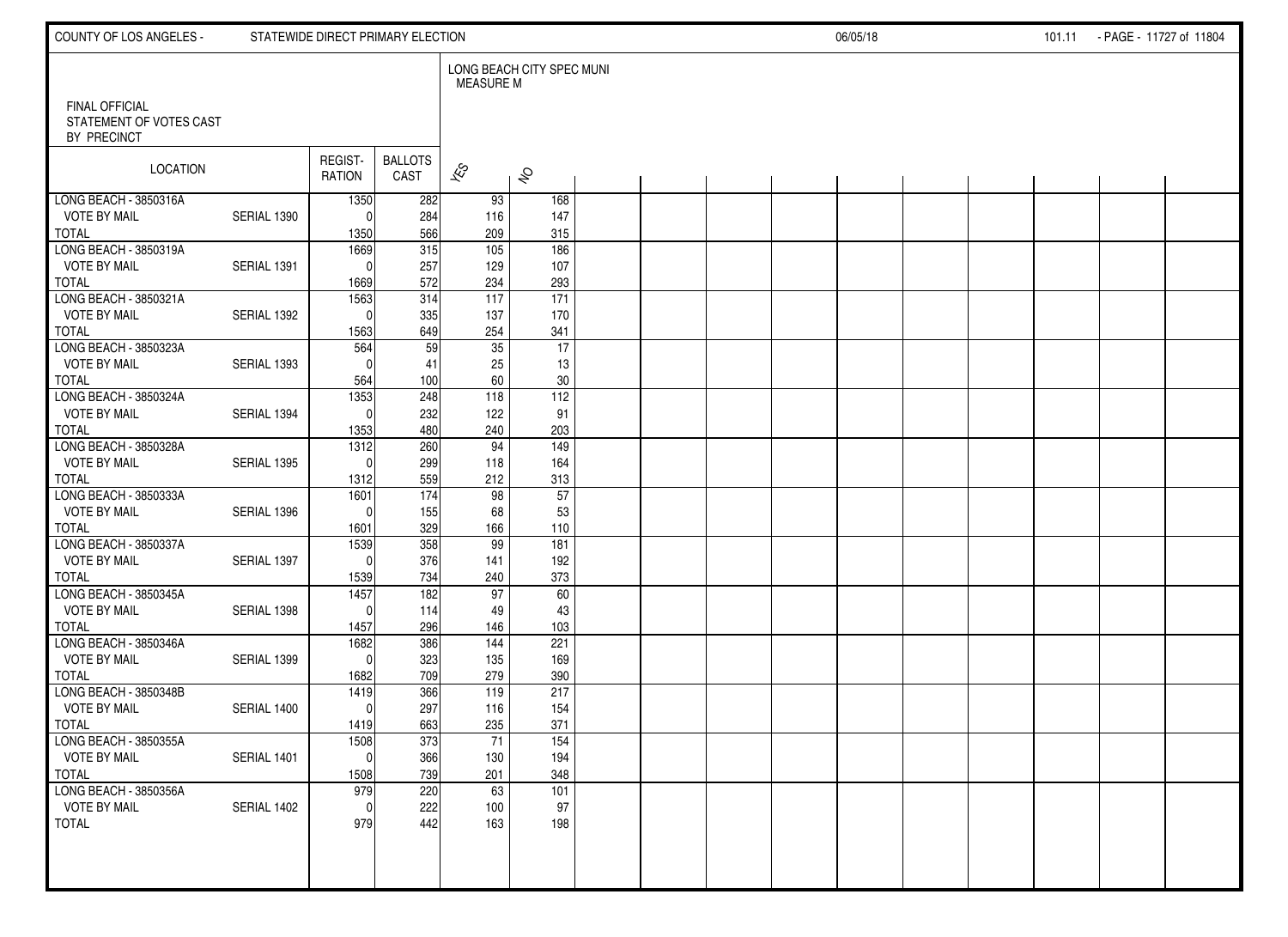COUNTY OF LOS ANGELES - STATEWIDE DIRECT PRIMARY ELECTION 06/05/18

FINAL OFFICIAL
STATEMENT OF VOTES CAST
BY PRECINCT

| LOCATION | | REGIST-RATION | BALLOTS CAST | LONG BEACH CITY SPEC MUNI MEASURE M | |
|---|---|---|---|---|---|
| | | | | YES | NO |
| LONG BEACH - 3850316A | | 1350 | 282 | 93 | 168 |
| VOTE BY MAIL | SERIAL 1390 | 0 | 284 | 116 | 147 |
| TOTAL | | 1350 | 566 | 209 | 315 |
| LONG BEACH - 3850319A | | 1669 | 315 | 105 | 186 |
| VOTE BY MAIL | SERIAL 1391 | 0 | 257 | 129 | 107 |
| TOTAL | | 1669 | 572 | 234 | 293 |
| LONG BEACH - 3850321A | | 1563 | 314 | 117 | 171 |
| VOTE BY MAIL | SERIAL 1392 | 0 | 335 | 137 | 170 |
| TOTAL | | 1563 | 649 | 254 | 341 |
| LONG BEACH - 3850323A | | 564 | 59 | 35 | 17 |
| VOTE BY MAIL | SERIAL 1393 | 0 | 41 | 25 | 13 |
| TOTAL | | 564 | 100 | 60 | 30 |
| LONG BEACH - 3850324A | | 1353 | 248 | 118 | 112 |
| VOTE BY MAIL | SERIAL 1394 | 0 | 232 | 122 | 91 |
| TOTAL | | 1353 | 480 | 240 | 203 |
| LONG BEACH - 3850328A | | 1312 | 260 | 94 | 149 |
| VOTE BY MAIL | SERIAL 1395 | 0 | 299 | 118 | 164 |
| TOTAL | | 1312 | 559 | 212 | 313 |
| LONG BEACH - 3850333A | | 1601 | 174 | 98 | 57 |
| VOTE BY MAIL | SERIAL 1396 | 0 | 155 | 68 | 53 |
| TOTAL | | 1601 | 329 | 166 | 110 |
| LONG BEACH - 3850337A | | 1539 | 358 | 99 | 181 |
| VOTE BY MAIL | SERIAL 1397 | 0 | 376 | 141 | 192 |
| TOTAL | | 1539 | 734 | 240 | 373 |
| LONG BEACH - 3850345A | | 1457 | 182 | 97 | 60 |
| VOTE BY MAIL | SERIAL 1398 | 0 | 114 | 49 | 43 |
| TOTAL | | 1457 | 296 | 146 | 103 |
| LONG BEACH - 3850346A | | 1682 | 386 | 144 | 221 |
| VOTE BY MAIL | SERIAL 1399 | 0 | 323 | 135 | 169 |
| TOTAL | | 1682 | 709 | 279 | 390 |
| LONG BEACH - 3850348B | | 1419 | 366 | 119 | 217 |
| VOTE BY MAIL | SERIAL 1400 | 0 | 297 | 116 | 154 |
| TOTAL | | 1419 | 663 | 235 | 371 |
| LONG BEACH - 3850355A | | 1508 | 373 | 71 | 154 |
| VOTE BY MAIL | SERIAL 1401 | 0 | 366 | 130 | 194 |
| TOTAL | | 1508 | 739 | 201 | 348 |
| LONG BEACH - 3850356A | | 979 | 220 | 63 | 101 |
| VOTE BY MAIL | SERIAL 1402 | 0 | 222 | 100 | 97 |
| TOTAL | | 979 | 442 | 163 | 198 |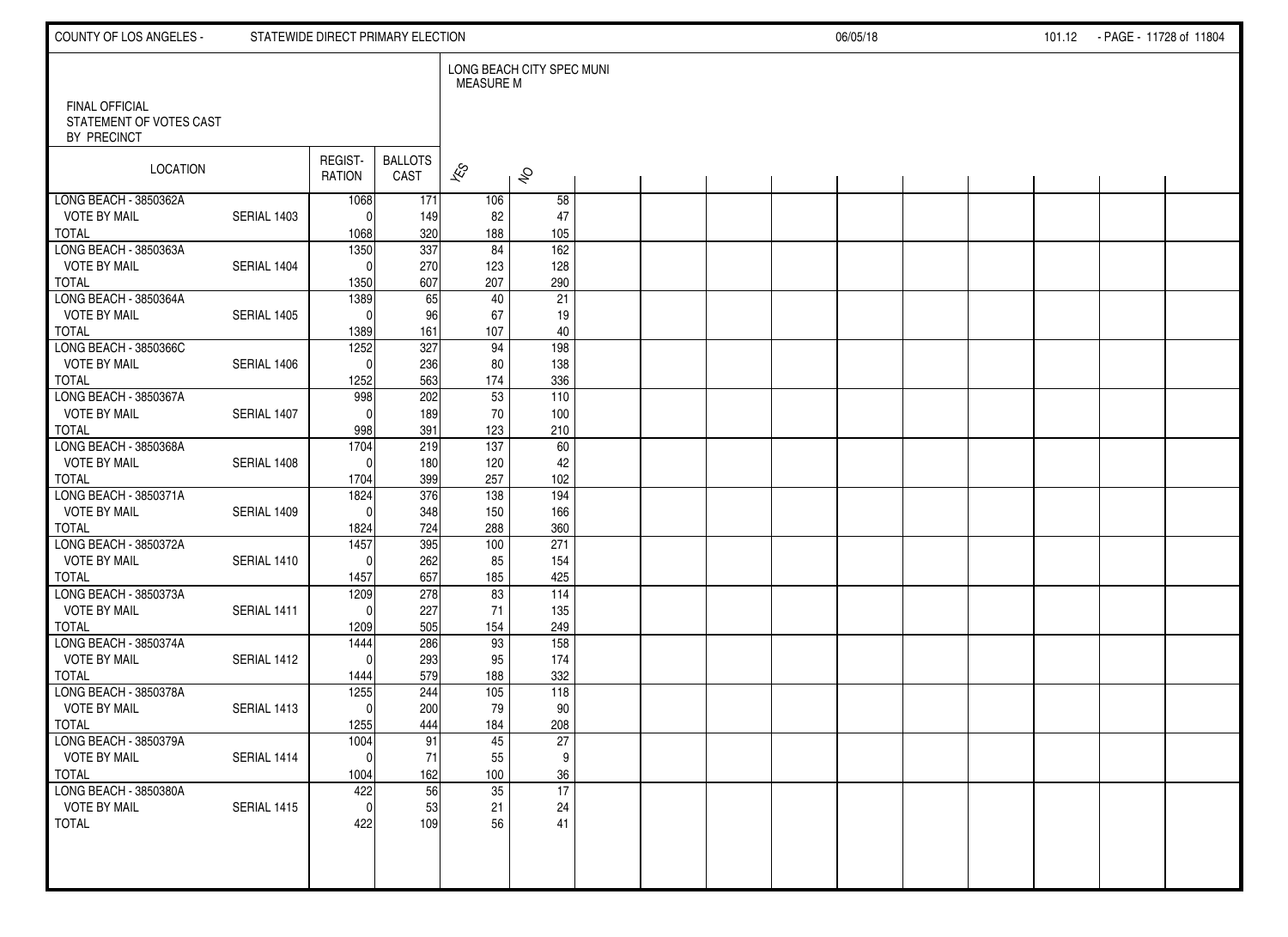COUNTY OF LOS ANGELES - STATEWIDE DIRECT PRIMARY ELECTION 06/05/18

FINAL OFFICIAL
STATEMENT OF VOTES CAST
BY PRECINCT

| LOCATION | | REGIST-RATION | BALLOTS CAST | LONG BEACH CITY SPEC MUNI MEASURE M | |
|---|---|---|---|---|---|
| | | | | YES | NO |
| LONG BEACH - 3850362A | | 1068 | 171 | 106 | 58 |
| VOTE BY MAIL | SERIAL 1403 | 0 | 149 | 82 | 47 |
| TOTAL | | 1068 | 320 | 188 | 105 |
| LONG BEACH - 3850363A | | 1350 | 337 | 84 | 162 |
| VOTE BY MAIL | SERIAL 1404 | 0 | 270 | 123 | 128 |
| TOTAL | | 1350 | 607 | 207 | 290 |
| LONG BEACH - 3850364A | | 1389 | 65 | 40 | 21 |
| VOTE BY MAIL | SERIAL 1405 | 0 | 96 | 67 | 19 |
| TOTAL | | 1389 | 161 | 107 | 40 |
| LONG BEACH - 3850366C | | 1252 | 327 | 94 | 198 |
| VOTE BY MAIL | SERIAL 1406 | 0 | 236 | 80 | 138 |
| TOTAL | | 1252 | 563 | 174 | 336 |
| LONG BEACH - 3850367A | | 998 | 202 | 53 | 110 |
| VOTE BY MAIL | SERIAL 1407 | 0 | 189 | 70 | 100 |
| TOTAL | | 998 | 391 | 123 | 210 |
| LONG BEACH - 3850368A | | 1704 | 219 | 137 | 60 |
| VOTE BY MAIL | SERIAL 1408 | 0 | 180 | 120 | 42 |
| TOTAL | | 1704 | 399 | 257 | 102 |
| LONG BEACH - 3850371A | | 1824 | 376 | 138 | 194 |
| VOTE BY MAIL | SERIAL 1409 | 0 | 348 | 150 | 166 |
| TOTAL | | 1824 | 724 | 288 | 360 |
| LONG BEACH - 3850372A | | 1457 | 395 | 100 | 271 |
| VOTE BY MAIL | SERIAL 1410 | 0 | 262 | 85 | 154 |
| TOTAL | | 1457 | 657 | 185 | 425 |
| LONG BEACH - 3850373A | | 1209 | 278 | 83 | 114 |
| VOTE BY MAIL | SERIAL 1411 | 0 | 227 | 71 | 135 |
| TOTAL | | 1209 | 505 | 154 | 249 |
| LONG BEACH - 3850374A | | 1444 | 286 | 93 | 158 |
| VOTE BY MAIL | SERIAL 1412 | 0 | 293 | 95 | 174 |
| TOTAL | | 1444 | 579 | 188 | 332 |
| LONG BEACH - 3850378A | | 1255 | 244 | 105 | 118 |
| VOTE BY MAIL | SERIAL 1413 | 0 | 200 | 79 | 90 |
| TOTAL | | 1255 | 444 | 184 | 208 |
| LONG BEACH - 3850379A | | 1004 | 91 | 45 | 27 |
| VOTE BY MAIL | SERIAL 1414 | 0 | 71 | 55 | 9 |
| TOTAL | | 1004 | 162 | 100 | 36 |
| LONG BEACH - 3850380A | | 422 | 56 | 35 | 17 |
| VOTE BY MAIL | SERIAL 1415 | 0 | 53 | 21 | 24 |
| TOTAL | | 422 | 109 | 56 | 41 |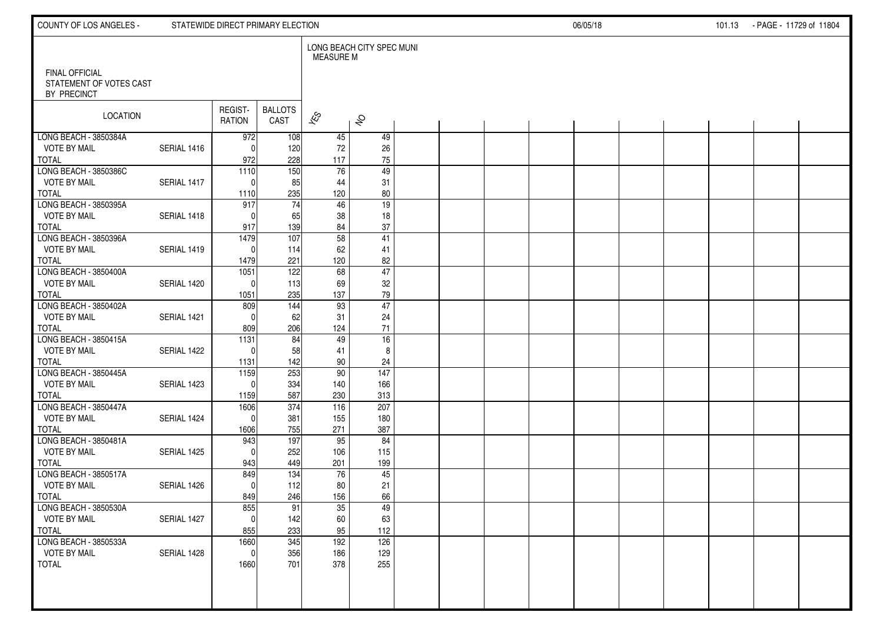COUNTY OF LOS ANGELES - STATEWIDE DIRECT PRIMARY ELECTION 06/05/18

FINAL OFFICIAL
STATEMENT OF VOTES CAST
BY PRECINCT

LONG BEACH CITY SPEC MUNI
MEASURE M

| LOCATION | | REGIST-RATION | BALLOTS CAST | YES | NO |
|---|---|---|---|---|---|
| LONG BEACH - 3850384A | | 972 | 108 | 45 | 49 |
| VOTE BY MAIL | SERIAL 1416 | 0 | 120 | 72 | 26 |
| TOTAL | | 972 | 228 | 117 | 75 |
| LONG BEACH - 3850386C | | 1110 | 150 | 76 | 49 |
| VOTE BY MAIL | SERIAL 1417 | 0 | 85 | 44 | 31 |
| TOTAL | | 1110 | 235 | 120 | 80 |
| LONG BEACH - 3850395A | | 917 | 74 | 46 | 19 |
| VOTE BY MAIL | SERIAL 1418 | 0 | 65 | 38 | 18 |
| TOTAL | | 917 | 139 | 84 | 37 |
| LONG BEACH - 3850396A | | 1479 | 107 | 58 | 41 |
| VOTE BY MAIL | SERIAL 1419 | 0 | 114 | 62 | 41 |
| TOTAL | | 1479 | 221 | 120 | 82 |
| LONG BEACH - 3850400A | | 1051 | 122 | 68 | 47 |
| VOTE BY MAIL | SERIAL 1420 | 0 | 113 | 69 | 32 |
| TOTAL | | 1051 | 235 | 137 | 79 |
| LONG BEACH - 3850402A | | 809 | 144 | 93 | 47 |
| VOTE BY MAIL | SERIAL 1421 | 0 | 62 | 31 | 24 |
| TOTAL | | 809 | 206 | 124 | 71 |
| LONG BEACH - 3850415A | | 1131 | 84 | 49 | 16 |
| VOTE BY MAIL | SERIAL 1422 | 0 | 58 | 41 | 8 |
| TOTAL | | 1131 | 142 | 90 | 24 |
| LONG BEACH - 3850445A | | 1159 | 253 | 90 | 147 |
| VOTE BY MAIL | SERIAL 1423 | 0 | 334 | 140 | 166 |
| TOTAL | | 1159 | 587 | 230 | 313 |
| LONG BEACH - 3850447A | | 1606 | 374 | 116 | 207 |
| VOTE BY MAIL | SERIAL 1424 | 0 | 381 | 155 | 180 |
| TOTAL | | 1606 | 755 | 271 | 387 |
| LONG BEACH - 3850481A | | 943 | 197 | 95 | 84 |
| VOTE BY MAIL | SERIAL 1425 | 0 | 252 | 106 | 115 |
| TOTAL | | 943 | 449 | 201 | 199 |
| LONG BEACH - 3850517A | | 849 | 134 | 76 | 45 |
| VOTE BY MAIL | SERIAL 1426 | 0 | 112 | 80 | 21 |
| TOTAL | | 849 | 246 | 156 | 66 |
| LONG BEACH - 3850530A | | 855 | 91 | 35 | 49 |
| VOTE BY MAIL | SERIAL 1427 | 0 | 142 | 60 | 63 |
| TOTAL | | 855 | 233 | 95 | 112 |
| LONG BEACH - 3850533A | | 1660 | 345 | 192 | 126 |
| VOTE BY MAIL | SERIAL 1428 | 0 | 356 | 186 | 129 |
| TOTAL | | 1660 | 701 | 378 | 255 |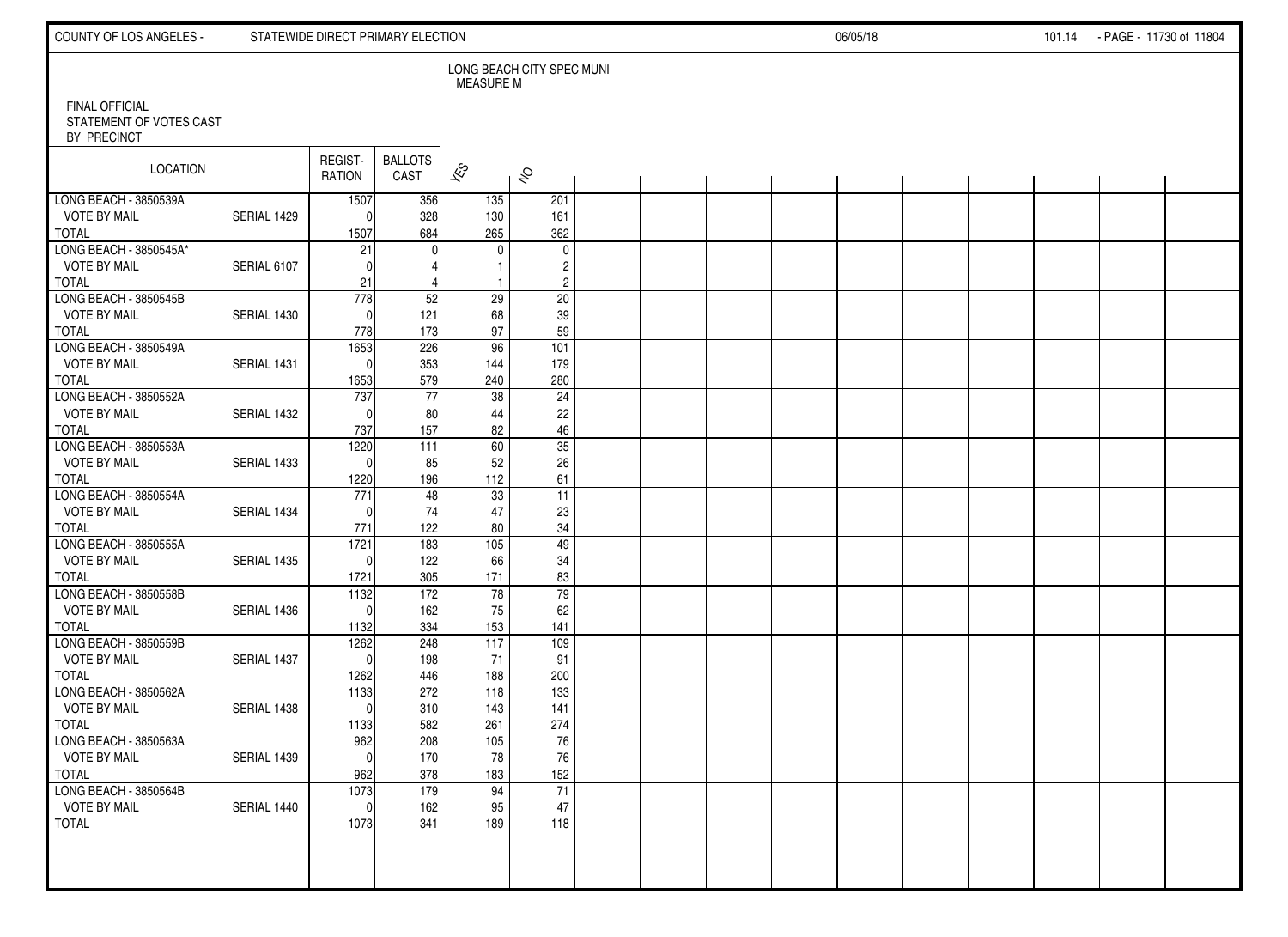FINAL OFFICIAL
STATEMENT OF VOTES CAST
BY PRECINCT

LONG BEACH CITY SPEC MUNI
MEASURE M

| LOCATION | | REGIST-RATION | BALLOTS CAST | YES | NO |
|---|---|---|---|---|---|
| LONG BEACH - 3850539A | | 1507 | 356 | 135 | 201 |
| VOTE BY MAIL | SERIAL 1429 | 0 | 328 | 130 | 161 |
| TOTAL | | 1507 | 684 | 265 | 362 |
| LONG BEACH - 3850545A* | | 21 | 0 | 0 | 0 |
| VOTE BY MAIL | SERIAL 6107 | 0 | 4 | 1 | 2 |
| TOTAL | | 21 | 4 | 1 | 2 |
| LONG BEACH - 3850545B | | 778 | 52 | 29 | 20 |
| VOTE BY MAIL | SERIAL 1430 | 0 | 121 | 68 | 39 |
| TOTAL | | 778 | 173 | 97 | 59 |
| LONG BEACH - 3850549A | | 1653 | 226 | 96 | 101 |
| VOTE BY MAIL | SERIAL 1431 | 0 | 353 | 144 | 179 |
| TOTAL | | 1653 | 579 | 240 | 280 |
| LONG BEACH - 3850552A | | 737 | 77 | 38 | 24 |
| VOTE BY MAIL | SERIAL 1432 | 0 | 80 | 44 | 22 |
| TOTAL | | 737 | 157 | 82 | 46 |
| LONG BEACH - 3850553A | | 1220 | 111 | 60 | 35 |
| VOTE BY MAIL | SERIAL 1433 | 0 | 85 | 52 | 26 |
| TOTAL | | 1220 | 196 | 112 | 61 |
| LONG BEACH - 3850554A | | 771 | 48 | 33 | 11 |
| VOTE BY MAIL | SERIAL 1434 | 0 | 74 | 47 | 23 |
| TOTAL | | 771 | 122 | 80 | 34 |
| LONG BEACH - 3850555A | | 1721 | 183 | 105 | 49 |
| VOTE BY MAIL | SERIAL 1435 | 0 | 122 | 66 | 34 |
| TOTAL | | 1721 | 305 | 171 | 83 |
| LONG BEACH - 3850558B | | 1132 | 172 | 78 | 79 |
| VOTE BY MAIL | SERIAL 1436 | 0 | 162 | 75 | 62 |
| TOTAL | | 1132 | 334 | 153 | 141 |
| LONG BEACH - 3850559B | | 1262 | 248 | 117 | 109 |
| VOTE BY MAIL | SERIAL 1437 | 0 | 198 | 71 | 91 |
| TOTAL | | 1262 | 446 | 188 | 200 |
| LONG BEACH - 3850562A | | 1133 | 272 | 118 | 133 |
| VOTE BY MAIL | SERIAL 1438 | 0 | 310 | 143 | 141 |
| TOTAL | | 1133 | 582 | 261 | 274 |
| LONG BEACH - 3850563A | | 962 | 208 | 105 | 76 |
| VOTE BY MAIL | SERIAL 1439 | 0 | 170 | 78 | 76 |
| TOTAL | | 962 | 378 | 183 | 152 |
| LONG BEACH - 3850564B | | 1073 | 179 | 94 | 71 |
| VOTE BY MAIL | SERIAL 1440 | 0 | 162 | 95 | 47 |
| TOTAL | | 1073 | 341 | 189 | 118 |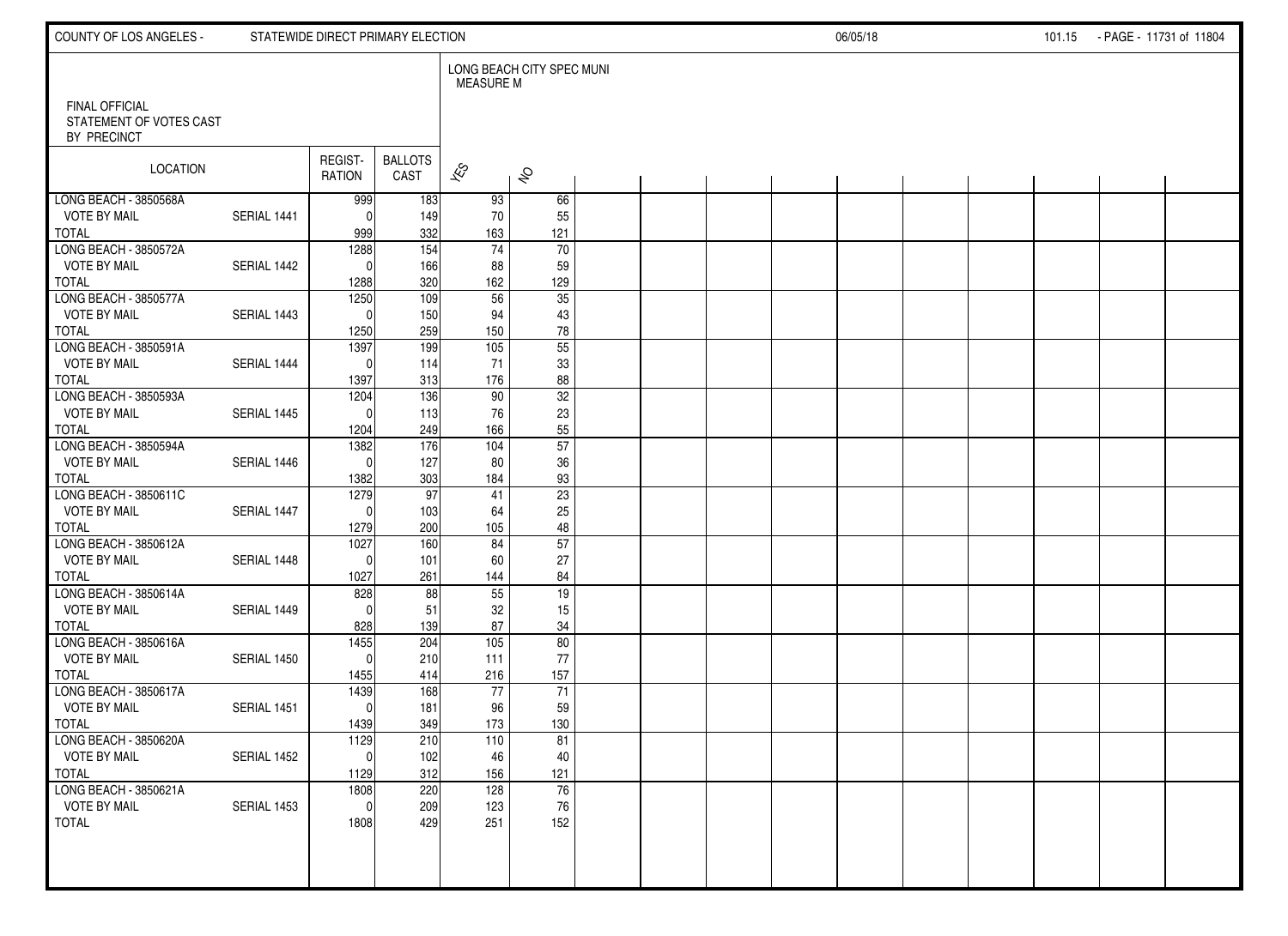FINAL OFFICIAL STATEMENT OF VOTES CAST BY PRECINCT

LONG BEACH CITY SPEC MUNI MEASURE M

| LOCATION | | REGIST-RATION | BALLOTS CAST | YES | NO |
|---|---|---|---|---|---|
| LONG BEACH - 3850568A | | 999 | 183 | 93 | 66 |
| VOTE BY MAIL | SERIAL 1441 | 0 | 149 | 70 | 55 |
| TOTAL | | 999 | 332 | 163 | 121 |
| LONG BEACH - 3850572A | | 1288 | 154 | 74 | 70 |
| VOTE BY MAIL | SERIAL 1442 | 0 | 166 | 88 | 59 |
| TOTAL | | 1288 | 320 | 162 | 129 |
| LONG BEACH - 3850577A | | 1250 | 109 | 56 | 35 |
| VOTE BY MAIL | SERIAL 1443 | 0 | 150 | 94 | 43 |
| TOTAL | | 1250 | 259 | 150 | 78 |
| LONG BEACH - 3850591A | | 1397 | 199 | 105 | 55 |
| VOTE BY MAIL | SERIAL 1444 | 0 | 114 | 71 | 33 |
| TOTAL | | 1397 | 313 | 176 | 88 |
| LONG BEACH - 3850593A | | 1204 | 136 | 90 | 32 |
| VOTE BY MAIL | SERIAL 1445 | 0 | 113 | 76 | 23 |
| TOTAL | | 1204 | 249 | 166 | 55 |
| LONG BEACH - 3850594A | | 1382 | 176 | 104 | 57 |
| VOTE BY MAIL | SERIAL 1446 | 0 | 127 | 80 | 36 |
| TOTAL | | 1382 | 303 | 184 | 93 |
| LONG BEACH - 3850611C | | 1279 | 97 | 41 | 23 |
| VOTE BY MAIL | SERIAL 1447 | 0 | 103 | 64 | 25 |
| TOTAL | | 1279 | 200 | 105 | 48 |
| LONG BEACH - 3850612A | | 1027 | 160 | 84 | 57 |
| VOTE BY MAIL | SERIAL 1448 | 0 | 101 | 60 | 27 |
| TOTAL | | 1027 | 261 | 144 | 84 |
| LONG BEACH - 3850614A | | 828 | 88 | 55 | 19 |
| VOTE BY MAIL | SERIAL 1449 | 0 | 51 | 32 | 15 |
| TOTAL | | 828 | 139 | 87 | 34 |
| LONG BEACH - 3850616A | | 1455 | 204 | 105 | 80 |
| VOTE BY MAIL | SERIAL 1450 | 0 | 210 | 111 | 77 |
| TOTAL | | 1455 | 414 | 216 | 157 |
| LONG BEACH - 3850617A | | 1439 | 168 | 77 | 71 |
| VOTE BY MAIL | SERIAL 1451 | 0 | 181 | 96 | 59 |
| TOTAL | | 1439 | 349 | 173 | 130 |
| LONG BEACH - 3850620A | | 1129 | 210 | 110 | 81 |
| VOTE BY MAIL | SERIAL 1452 | 0 | 102 | 46 | 40 |
| TOTAL | | 1129 | 312 | 156 | 121 |
| LONG BEACH - 3850621A | | 1808 | 220 | 128 | 76 |
| VOTE BY MAIL | SERIAL 1453 | 0 | 209 | 123 | 76 |
| TOTAL | | 1808 | 429 | 251 | 152 |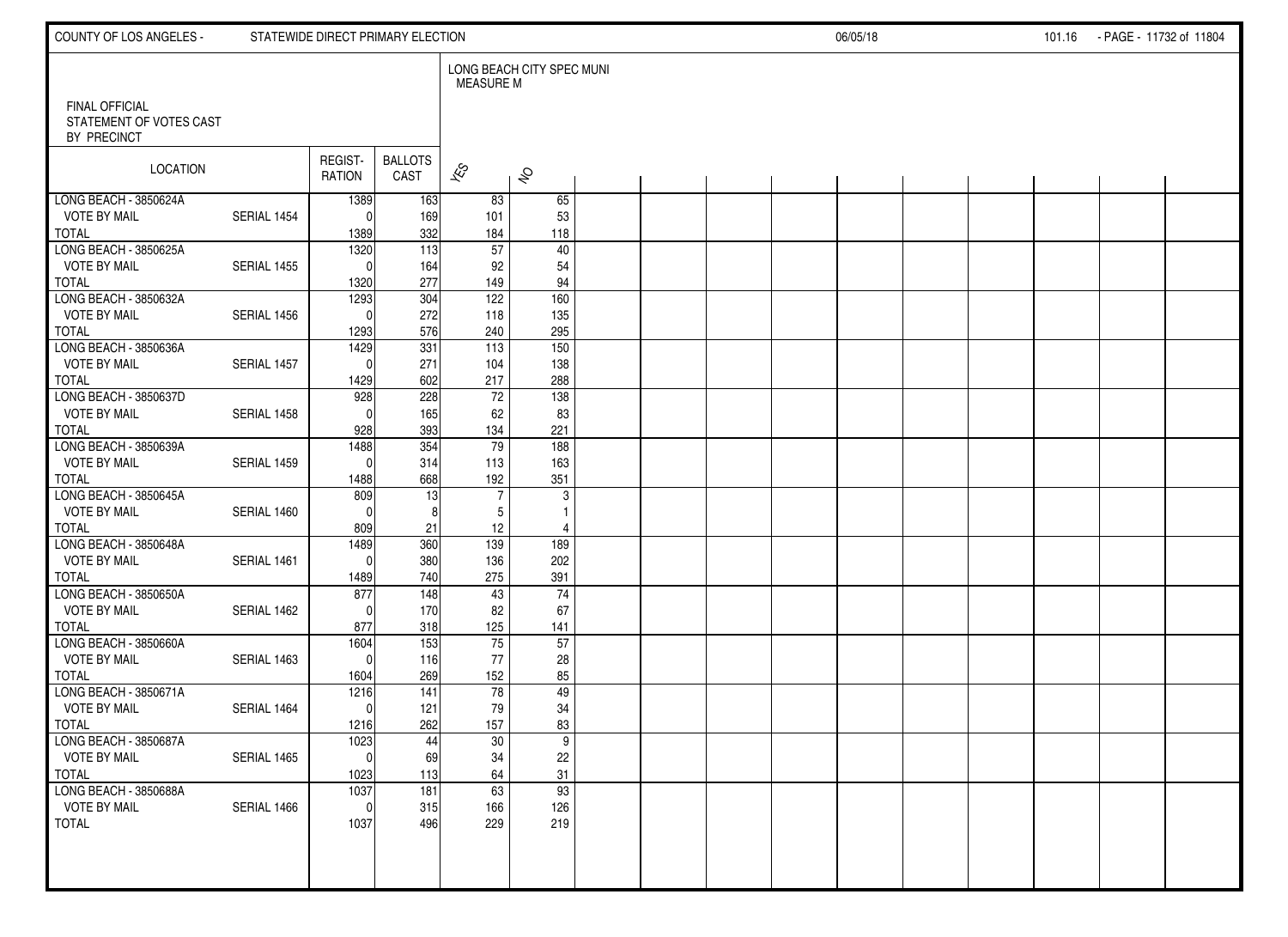COUNTY OF LOS ANGELES - STATEWIDE DIRECT PRIMARY ELECTION 06/05/18

FINAL OFFICIAL STATEMENT OF VOTES CAST BY PRECINCT

LONG BEACH CITY SPEC MUNI MEASURE M

| LOCATION | | REGIST-RATION | BALLOTS CAST | YES | NO |
|---|---|---|---|---|---|
| LONG BEACH - 3850624A | | 1389 | 163 | 83 | 65 |
| VOTE BY MAIL | SERIAL 1454 | 0 | 169 | 101 | 53 |
| TOTAL | | 1389 | 332 | 184 | 118 |
| LONG BEACH - 3850625A | | 1320 | 113 | 57 | 40 |
| VOTE BY MAIL | SERIAL 1455 | 0 | 164 | 92 | 54 |
| TOTAL | | 1320 | 277 | 149 | 94 |
| LONG BEACH - 3850632A | | 1293 | 304 | 122 | 160 |
| VOTE BY MAIL | SERIAL 1456 | 0 | 272 | 118 | 135 |
| TOTAL | | 1293 | 576 | 240 | 295 |
| LONG BEACH - 3850636A | | 1429 | 331 | 113 | 150 |
| VOTE BY MAIL | SERIAL 1457 | 0 | 271 | 104 | 138 |
| TOTAL | | 1429 | 602 | 217 | 288 |
| LONG BEACH - 3850637D | | 928 | 228 | 72 | 138 |
| VOTE BY MAIL | SERIAL 1458 | 0 | 165 | 62 | 83 |
| TOTAL | | 928 | 393 | 134 | 221 |
| LONG BEACH - 3850639A | | 1488 | 354 | 79 | 188 |
| VOTE BY MAIL | SERIAL 1459 | 0 | 314 | 113 | 163 |
| TOTAL | | 1488 | 668 | 192 | 351 |
| LONG BEACH - 3850645A | | 809 | 13 | 7 | 3 |
| VOTE BY MAIL | SERIAL 1460 | 0 | 8 | 5 | 1 |
| TOTAL | | 809 | 21 | 12 | 4 |
| LONG BEACH - 3850648A | | 1489 | 360 | 139 | 189 |
| VOTE BY MAIL | SERIAL 1461 | 0 | 380 | 136 | 202 |
| TOTAL | | 1489 | 740 | 275 | 391 |
| LONG BEACH - 3850650A | | 877 | 148 | 43 | 74 |
| VOTE BY MAIL | SERIAL 1462 | 0 | 170 | 82 | 67 |
| TOTAL | | 877 | 318 | 125 | 141 |
| LONG BEACH - 3850660A | | 1604 | 153 | 75 | 57 |
| VOTE BY MAIL | SERIAL 1463 | 0 | 116 | 77 | 28 |
| TOTAL | | 1604 | 269 | 152 | 85 |
| LONG BEACH - 3850671A | | 1216 | 141 | 78 | 49 |
| VOTE BY MAIL | SERIAL 1464 | 0 | 121 | 79 | 34 |
| TOTAL | | 1216 | 262 | 157 | 83 |
| LONG BEACH - 3850687A | | 1023 | 44 | 30 | 9 |
| VOTE BY MAIL | SERIAL 1465 | 0 | 69 | 34 | 22 |
| TOTAL | | 1023 | 113 | 64 | 31 |
| LONG BEACH - 3850688A | | 1037 | 181 | 63 | 93 |
| VOTE BY MAIL | SERIAL 1466 | 0 | 315 | 166 | 126 |
| TOTAL | | 1037 | 496 | 229 | 219 |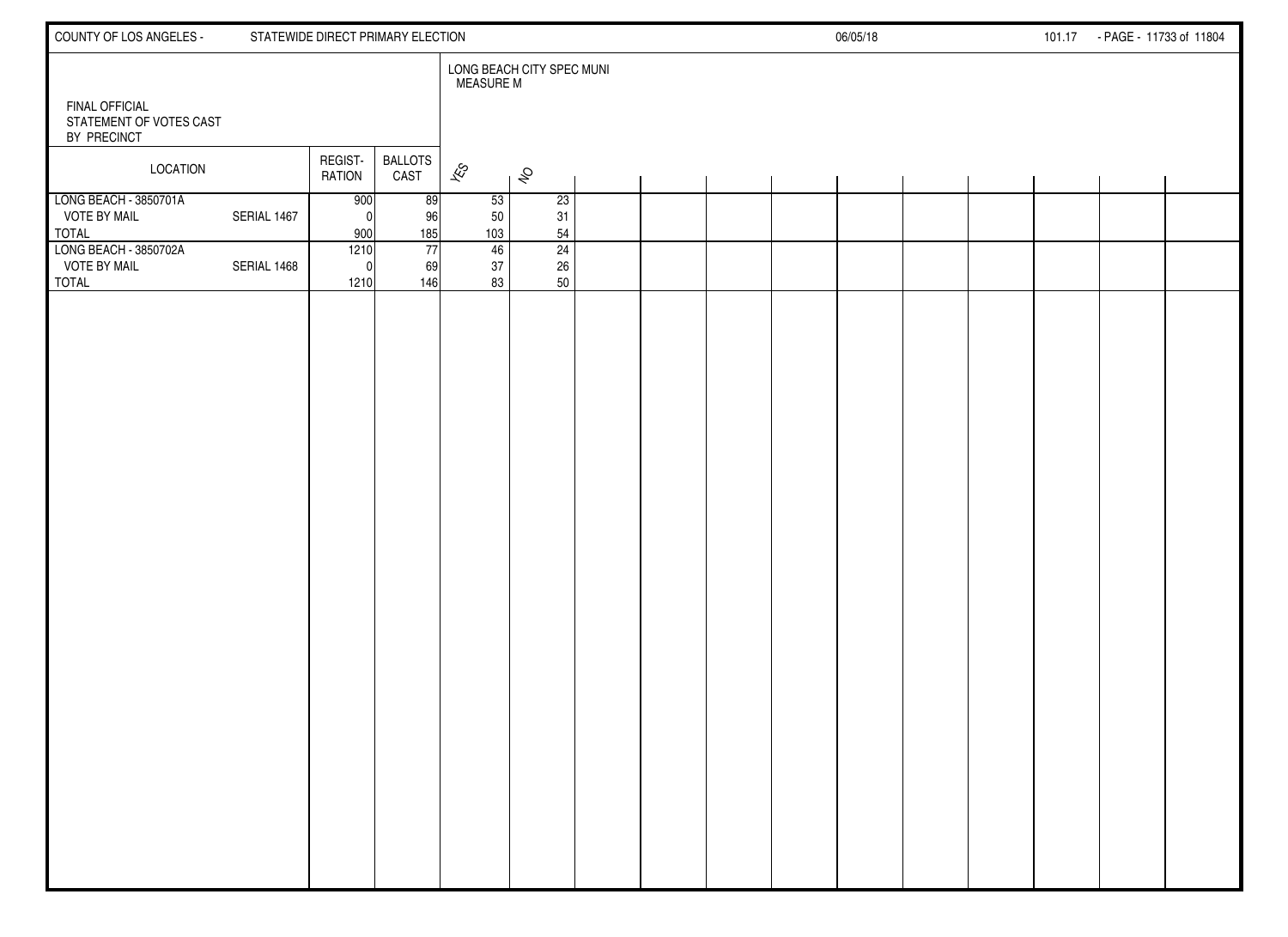FINAL OFFICIAL
STATEMENT OF VOTES CAST
BY PRECINCT

LONG BEACH CITY SPEC MUNI
MEASURE M

| LOCATION | | REGISTRATION | BALLOTS CAST | YES | NO |
|---|---|---|---|---|---|
| LONG BEACH - 3850701A | | 900 | 89 | 53 | 23 |
| VOTE BY MAIL | SERIAL 1467 | 0 | 96 | 50 | 31 |
| TOTAL | | 900 | 185 | 103 | 54 |
| LONG BEACH - 3850702A | | 1210 | 77 | 46 | 24 |
| VOTE BY MAIL | SERIAL 1468 | 0 | 69 | 37 | 26 |
| TOTAL | | 1210 | 146 | 83 | 50 |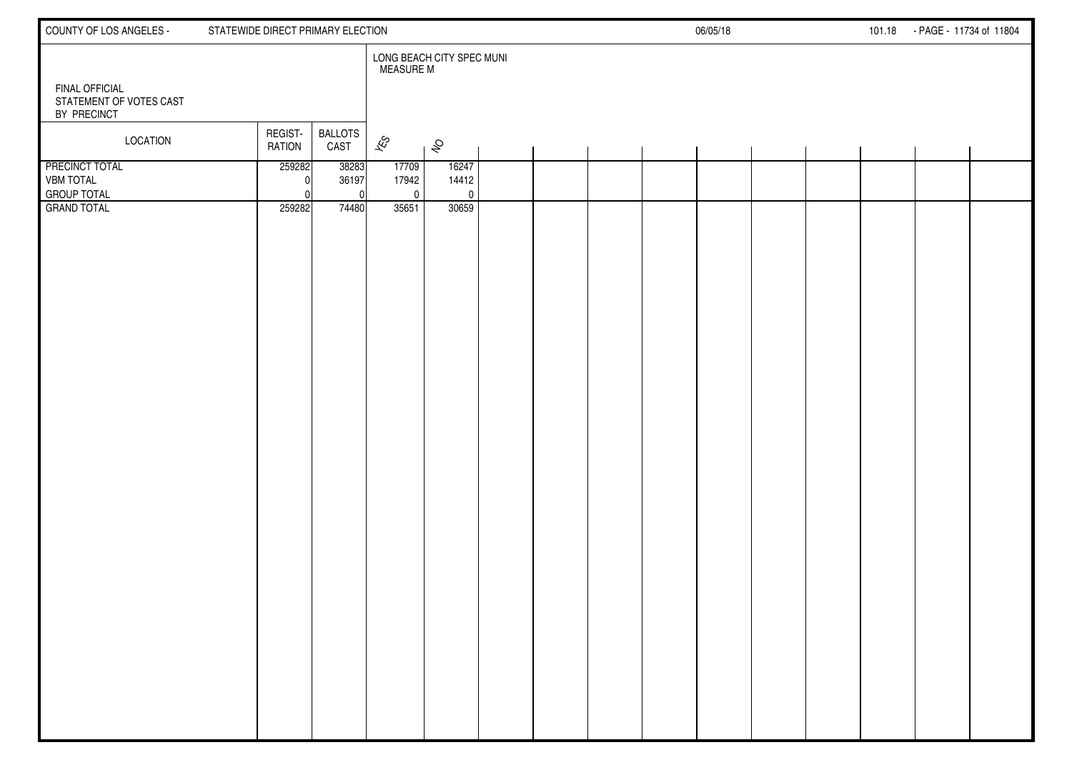FINAL OFFICIAL
STATEMENT OF VOTES CAST
BY PRECINCT

LONG BEACH CITY SPEC MUNI
MEASURE M

| LOCATION | REGISTRATION | BALLOTS CAST | YES | NO |
|---|---|---|---|---|
| PRECINCT TOTAL | 259282 | 38283 | 17709 | 16247 |
| VBM TOTAL | 0 | 36197 | 17942 | 14412 |
| GROUP TOTAL | 0 | 0 | 0 | 0 |
| GRAND TOTAL | 259282 | 74480 | 35651 | 30659 |